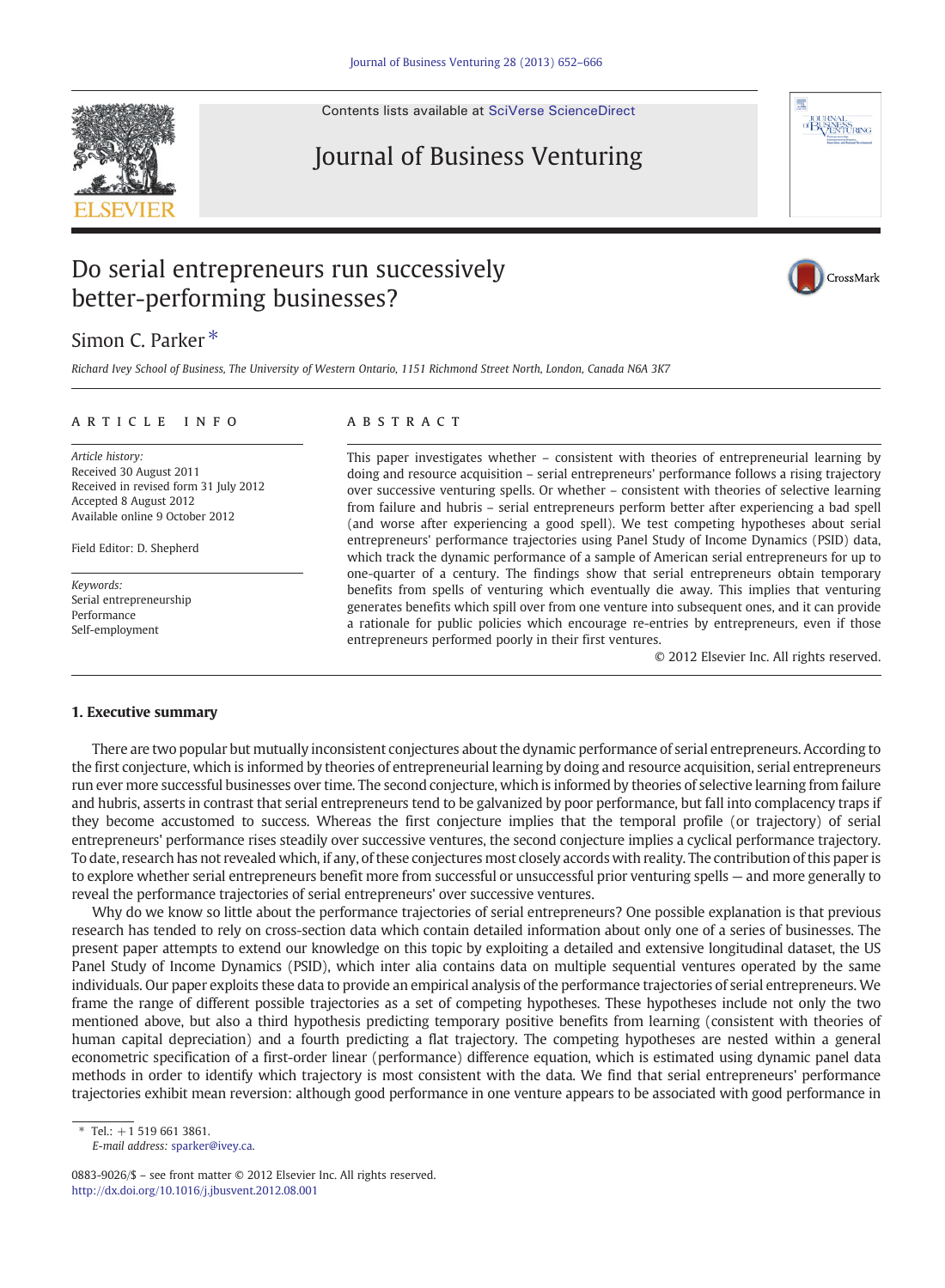Contents lists available at SciVerse ScienceDirect

# Journal of Business Venturing

# Do serial entrepreneurs run successively better-performing businesses?

Simon C. Parker *

*Richard Ivey School of Business, The University of Western Ontario, 1151 Richmond Street North, London, Canada N6A 3K7*

ARTICLE INFO

*Article history:*
Received 30 August 2011
Received in revised form 31 July 2012
Accepted 8 August 2012
Available online 9 October 2012

Field Editor: D. Shepherd

*Keywords:*
Serial entrepreneurship
Performance
Self-employment

ABSTRACT

This paper investigates whether – consistent with theories of entrepreneurial learning by doing and resource acquisition – serial entrepreneurs' performance follows a rising trajectory over successive venturing spells. Or whether – consistent with theories of selective learning from failure and hubris – serial entrepreneurs perform better after experiencing a bad spell (and worse after experiencing a good spell). We test competing hypotheses about serial entrepreneurs' performance trajectories using Panel Study of Income Dynamics (PSID) data, which track the dynamic performance of a sample of American serial entrepreneurs for up to one-quarter of a century. The findings show that serial entrepreneurs obtain temporary benefits from spells of venturing which eventually die away. This implies that venturing generates benefits which spill over from one venture into subsequent ones, and it can provide a rationale for public policies which encourage re-entries by entrepreneurs, even if those entrepreneurs performed poorly in their first ventures.

© 2012 Elsevier Inc. All rights reserved.

## 1. Executive summary

There are two popular but mutually inconsistent conjectures about the dynamic performance of serial entrepreneurs. According to the first conjecture, which is informed by theories of entrepreneurial learning by doing and resource acquisition, serial entrepreneurs run ever more successful businesses over time. The second conjecture, which is informed by theories of selective learning from failure and hubris, asserts in contrast that serial entrepreneurs tend to be galvanized by poor performance, but fall into complacency traps if they become accustomed to success. Whereas the first conjecture implies that the temporal profile (or trajectory) of serial entrepreneurs' performance rises steadily over successive ventures, the second conjecture implies a cyclical performance trajectory. To date, research has not revealed which, if any, of these conjectures most closely accords with reality. The contribution of this paper is to explore whether serial entrepreneurs benefit more from successful or unsuccessful prior venturing spells — and more generally to reveal the performance trajectories of serial entrepreneurs' over successive ventures.

Why do we know so little about the performance trajectories of serial entrepreneurs? One possible explanation is that previous research has tended to rely on cross-section data which contain detailed information about only one of a series of businesses. The present paper attempts to extend our knowledge on this topic by exploiting a detailed and extensive longitudinal dataset, the US Panel Study of Income Dynamics (PSID), which inter alia contains data on multiple sequential ventures operated by the same individuals. Our paper exploits these data to provide an empirical analysis of the performance trajectories of serial entrepreneurs. We frame the range of different possible trajectories as a set of competing hypotheses. These hypotheses include not only the two mentioned above, but also a third hypothesis predicting temporary positive benefits from learning (consistent with theories of human capital depreciation) and a fourth predicting a flat trajectory. The competing hypotheses are nested within a general econometric specification of a first-order linear (performance) difference equation, which is estimated using dynamic panel data methods in order to identify which trajectory is most consistent with the data. We find that serial entrepreneurs' performance trajectories exhibit mean reversion: although good performance in one venture appears to be associated with good performance in

* Tel.: +1 519 661 3861.
*E-mail address:* sparker@ivey.ca.

0883-9026/$ – see front matter © 2012 Elsevier Inc. All rights reserved.
http://dx.doi.org/10.1016/j.jbusvent.2012.08.001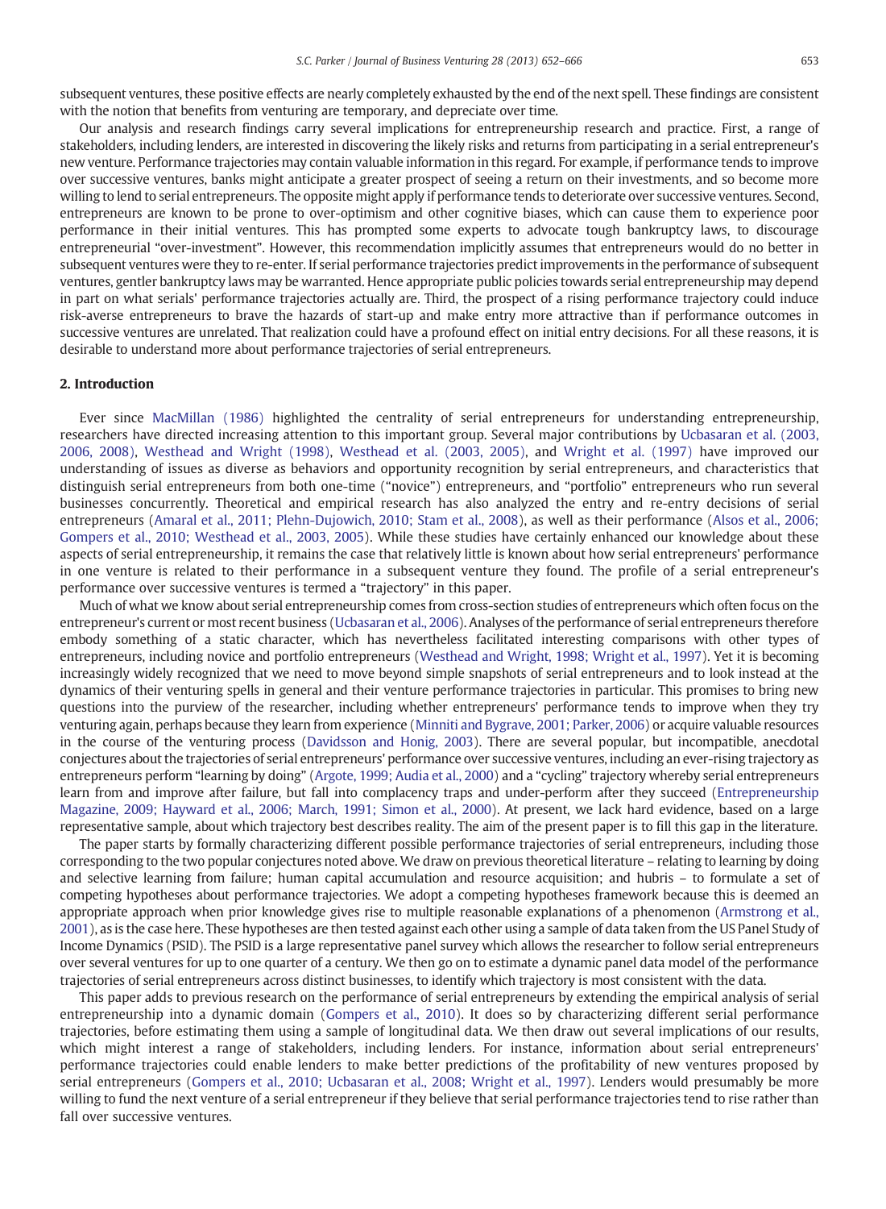subsequent ventures, these positive effects are nearly completely exhausted by the end of the next spell. These findings are consistent with the notion that benefits from venturing are temporary, and depreciate over time.

Our analysis and research findings carry several implications for entrepreneurship research and practice. First, a range of stakeholders, including lenders, are interested in discovering the likely risks and returns from participating in a serial entrepreneur's new venture. Performance trajectories may contain valuable information in this regard. For example, if performance tends to improve over successive ventures, banks might anticipate a greater prospect of seeing a return on their investments, and so become more willing to lend to serial entrepreneurs. The opposite might apply if performance tends to deteriorate over successive ventures. Second, entrepreneurs are known to be prone to over-optimism and other cognitive biases, which can cause them to experience poor performance in their initial ventures. This has prompted some experts to advocate tough bankruptcy laws, to discourage entrepreneurial "over-investment". However, this recommendation implicitly assumes that entrepreneurs would do no better in subsequent ventures were they to re-enter. If serial performance trajectories predict improvements in the performance of subsequent ventures, gentler bankruptcy laws may be warranted. Hence appropriate public policies towards serial entrepreneurship may depend in part on what serials' performance trajectories actually are. Third, the prospect of a rising performance trajectory could induce risk-averse entrepreneurs to brave the hazards of start-up and make entry more attractive than if performance outcomes in successive ventures are unrelated. That realization could have a profound effect on initial entry decisions. For all these reasons, it is desirable to understand more about performance trajectories of serial entrepreneurs.

## 2. Introduction

Ever since MacMillan (1986) highlighted the centrality of serial entrepreneurs for understanding entrepreneurship, researchers have directed increasing attention to this important group. Several major contributions by Ucbasaran et al. (2003, 2006, 2008), Westhead and Wright (1998), Westhead et al. (2003, 2005), and Wright et al. (1997) have improved our understanding of issues as diverse as behaviors and opportunity recognition by serial entrepreneurs, and characteristics that distinguish serial entrepreneurs from both one-time ("novice") entrepreneurs, and "portfolio" entrepreneurs who run several businesses concurrently. Theoretical and empirical research has also analyzed the entry and re-entry decisions of serial entrepreneurs (Amaral et al., 2011; Plehn-Dujowich, 2010; Stam et al., 2008), as well as their performance (Alsos et al., 2006; Gompers et al., 2010; Westhead et al., 2003, 2005). While these studies have certainly enhanced our knowledge about these aspects of serial entrepreneurship, it remains the case that relatively little is known about how serial entrepreneurs' performance in one venture is related to their performance in a subsequent venture they found. The profile of a serial entrepreneur's performance over successive ventures is termed a "trajectory" in this paper.

Much of what we know about serial entrepreneurship comes from cross-section studies of entrepreneurs which often focus on the entrepreneur's current or most recent business (Ucbasaran et al., 2006). Analyses of the performance of serial entrepreneurs therefore embody something of a static character, which has nevertheless facilitated interesting comparisons with other types of entrepreneurs, including novice and portfolio entrepreneurs (Westhead and Wright, 1998; Wright et al., 1997). Yet it is becoming increasingly widely recognized that we need to move beyond simple snapshots of serial entrepreneurs and to look instead at the dynamics of their venturing spells in general and their venture performance trajectories in particular. This promises to bring new questions into the purview of the researcher, including whether entrepreneurs' performance tends to improve when they try venturing again, perhaps because they learn from experience (Minniti and Bygrave, 2001; Parker, 2006) or acquire valuable resources in the course of the venturing process (Davidsson and Honig, 2003). There are several popular, but incompatible, anecdotal conjectures about the trajectories of serial entrepreneurs' performance over successive ventures, including an ever-rising trajectory as entrepreneurs perform "learning by doing" (Argote, 1999; Audia et al., 2000) and a "cycling" trajectory whereby serial entrepreneurs learn from and improve after failure, but fall into complacency traps and under-perform after they succeed (Entrepreneurship Magazine, 2009; Hayward et al., 2006; March, 1991; Simon et al., 2000). At present, we lack hard evidence, based on a large representative sample, about which trajectory best describes reality. The aim of the present paper is to fill this gap in the literature.

The paper starts by formally characterizing different possible performance trajectories of serial entrepreneurs, including those corresponding to the two popular conjectures noted above. We draw on previous theoretical literature – relating to learning by doing and selective learning from failure; human capital accumulation and resource acquisition; and hubris – to formulate a set of competing hypotheses about performance trajectories. We adopt a competing hypotheses framework because this is deemed an appropriate approach when prior knowledge gives rise to multiple reasonable explanations of a phenomenon (Armstrong et al., 2001), as is the case here. These hypotheses are then tested against each other using a sample of data taken from the US Panel Study of Income Dynamics (PSID). The PSID is a large representative panel survey which allows the researcher to follow serial entrepreneurs over several ventures for up to one quarter of a century. We then go on to estimate a dynamic panel data model of the performance trajectories of serial entrepreneurs across distinct businesses, to identify which trajectory is most consistent with the data.

This paper adds to previous research on the performance of serial entrepreneurs by extending the empirical analysis of serial entrepreneurship into a dynamic domain (Gompers et al., 2010). It does so by characterizing different serial performance trajectories, before estimating them using a sample of longitudinal data. We then draw out several implications of our results, which might interest a range of stakeholders, including lenders. For instance, information about serial entrepreneurs' performance trajectories could enable lenders to make better predictions of the profitability of new ventures proposed by serial entrepreneurs (Gompers et al., 2010; Ucbasaran et al., 2008; Wright et al., 1997). Lenders would presumably be more willing to fund the next venture of a serial entrepreneur if they believe that serial performance trajectories tend to rise rather than fall over successive ventures.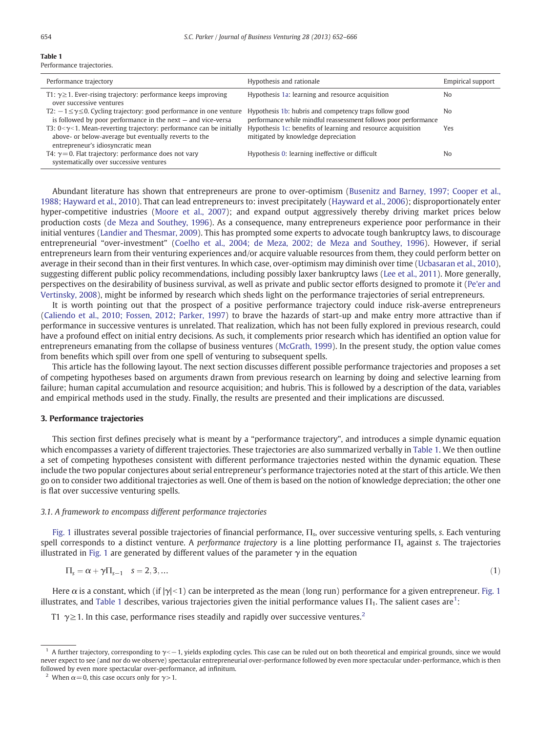**Table 1**
Performance trajectories.

| Performance trajectory | Hypothesis and rationale | Empirical support |
|---|---|---|
| T1: $\gamma \geq 1$. Ever-rising trajectory: performance keeps improving over successive ventures | Hypothesis 1a: learning and resource acquisition | No |
| T2: $-1 \leq \gamma \leq 0$. Cycling trajectory: good performance in one venture is followed by poor performance in the next – and vice-versa | Hypothesis 1b: hubris and competency traps follow good performance while mindful reassessment follows poor performance | No |
| T3: $0 < \gamma < 1$. Mean-reverting trajectory: performance can be initially above- or below-average but eventually reverts to the entrepreneur's idiosyncratic mean | Hypothesis 1c: benefits of learning and resource acquisition mitigated by knowledge depreciation | Yes |
| T4: $\gamma = 0$. Flat trajectory: performance does not vary systematically over successive ventures | Hypothesis 0: learning ineffective or difficult | No |

Abundant literature has shown that entrepreneurs are prone to over-optimism (Busenitz and Barney, 1997; Cooper et al., 1988; Hayward et al., 2010). That can lead entrepreneurs to: invest precipitately (Hayward et al., 2006); disproportionately enter hyper-competitive industries (Moore et al., 2007); and expand output aggressively thereby driving market prices below production costs (de Meza and Southey, 1996). As a consequence, many entrepreneurs experience poor performance in their initial ventures (Landier and Thesmar, 2009). This has prompted some experts to advocate tough bankruptcy laws, to discourage entrepreneurial "over-investment" (Coelho et al., 2004; de Meza, 2002; de Meza and Southey, 1996). However, if serial entrepreneurs learn from their venturing experiences and/or acquire valuable resources from them, they could perform better on average in their second than in their first ventures. In which case, over-optimism may diminish over time (Ucbasaran et al., 2010), suggesting different public policy recommendations, including possibly laxer bankruptcy laws (Lee et al., 2011). More generally, perspectives on the desirability of business survival, as well as private and public sector efforts designed to promote it (Pe'er and Vertinsky, 2008), might be informed by research which sheds light on the performance trajectories of serial entrepreneurs.

It is worth pointing out that the prospect of a positive performance trajectory could induce risk-averse entrepreneurs (Caliendo et al., 2010; Fossen, 2012; Parker, 1997) to brave the hazards of start-up and make entry more attractive than if performance in successive ventures is unrelated. That realization, which has not been fully explored in previous research, could have a profound effect on initial entry decisions. As such, it complements prior research which has identified an option value for entrepreneurs emanating from the collapse of business ventures (McGrath, 1999). In the present study, the option value comes from benefits which spill over from one spell of venturing to subsequent spells.

This article has the following layout. The next section discusses different possible performance trajectories and proposes a set of competing hypotheses based on arguments drawn from previous research on learning by doing and selective learning from failure; human capital accumulation and resource acquisition; and hubris. This is followed by a description of the data, variables and empirical methods used in the study. Finally, the results are presented and their implications are discussed.

## 3. Performance trajectories

This section first defines precisely what is meant by a "performance trajectory", and introduces a simple dynamic equation which encompasses a variety of different trajectories. These trajectories are also summarized verbally in Table 1. We then outline a set of competing hypotheses consistent with different performance trajectories nested within the dynamic equation. These include the two popular conjectures about serial entrepreneur's performance trajectories noted at the start of this article. We then go on to consider two additional trajectories as well. One of them is based on the notion of knowledge depreciation; the other one is flat over successive venturing spells.

### 3.1. A framework to encompass different performance trajectories

Fig. 1 illustrates several possible trajectories of financial performance, $\Pi_s$, over successive venturing spells, $s$. Each venturing spell corresponds to a distinct venture. A *performance trajectory* is a line plotting performance $\Pi_s$ against $s$. The trajectories illustrated in Fig. 1 are generated by different values of the parameter $\gamma$ in the equation

$$\Pi_s = \alpha + \gamma \Pi_{s-1} \quad s = 2, 3, \ldots \tag{1}$$

Here $\alpha$ is a constant, which (if $|\gamma| < 1$) can be interpreted as the mean (long run) performance for a given entrepreneur. Fig. 1 illustrates, and Table 1 describes, various trajectories given the initial performance values $\Pi_1$. The salient cases are[1]:

T1 $\gamma \geq 1$. In this case, performance rises steadily and rapidly over successive ventures.[2]

---

[1] A further trajectory, corresponding to $\gamma < -1$, yields exploding cycles. This case can be ruled out on both theoretical and empirical grounds, since we would never expect to see (and nor do we observe) spectacular entrepreneurial over-performance followed by even more spectacular under-performance, which is then followed by even more spectacular over-performance, ad infinitum.

[2] When $\alpha = 0$, this case occurs only for $\gamma > 1$.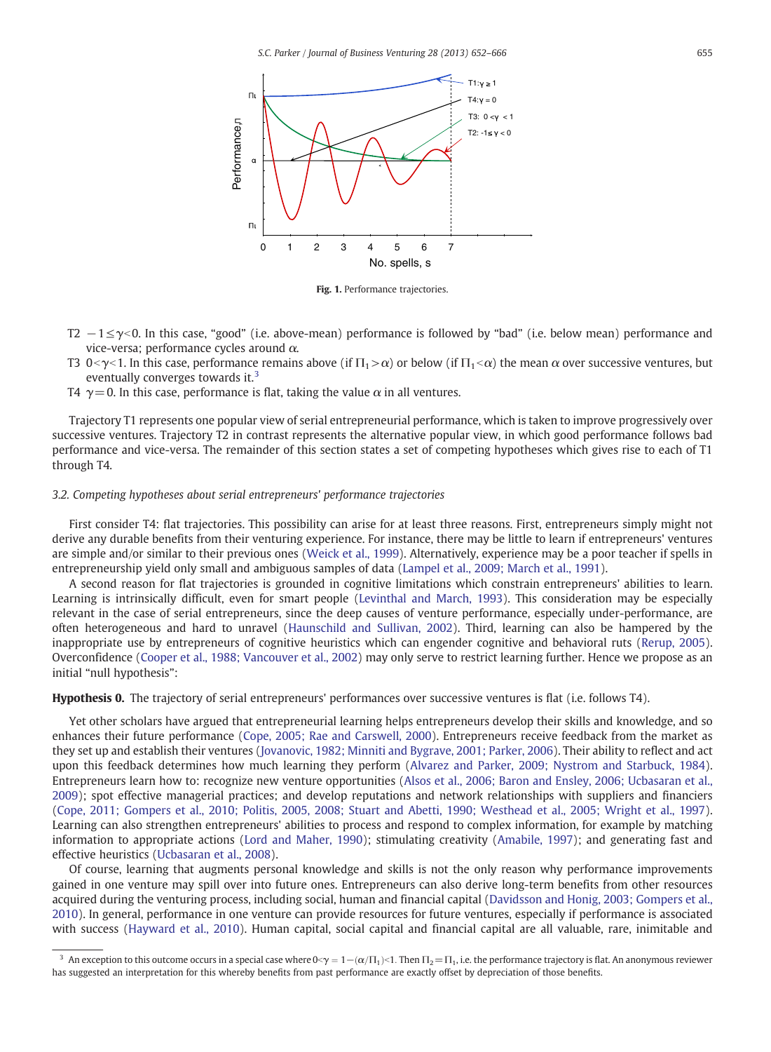**Fig. 1.** Performance trajectories.

T2 $-1 \leq \gamma < 0$. In this case, "good" (i.e. above-mean) performance is followed by "bad" (i.e. below mean) performance and vice-versa; performance cycles around $\alpha$.

T3 $0 < \gamma < 1$. In this case, performance remains above (if $\Pi_1 > \alpha$) or below (if $\Pi_1 < \alpha$) the mean $\alpha$ over successive ventures, but eventually converges towards it.[3]

T4 $\gamma = 0$. In this case, performance is flat, taking the value $\alpha$ in all ventures.

Trajectory T1 represents one popular view of serial entrepreneurial performance, which is taken to improve progressively over successive ventures. Trajectory T2 in contrast represents the alternative popular view, in which good performance follows bad performance and vice-versa. The remainder of this section states a set of competing hypotheses which gives rise to each of T1 through T4.

### 3.2. Competing hypotheses about serial entrepreneurs' performance trajectories

First consider T4: flat trajectories. This possibility can arise for at least three reasons. First, entrepreneurs simply might not derive any durable benefits from their venturing experience. For instance, there may be little to learn if entrepreneurs' ventures are simple and/or similar to their previous ones (Weick et al., 1999). Alternatively, experience may be a poor teacher if spells in entrepreneurship yield only small and ambiguous samples of data (Lampel et al., 2009; March et al., 1991).

A second reason for flat trajectories is grounded in cognitive limitations which constrain entrepreneurs' abilities to learn. Learning is intrinsically difficult, even for smart people (Levinthal and March, 1993). This consideration may be especially relevant in the case of serial entrepreneurs, since the deep causes of venture performance, especially under-performance, are often heterogeneous and hard to unravel (Haunschild and Sullivan, 2002). Third, learning can also be hampered by the inappropriate use by entrepreneurs of cognitive heuristics which can engender cognitive and behavioral ruts (Rerup, 2005). Overconfidence (Cooper et al., 1988; Vancouver et al., 2002) may only serve to restrict learning further. Hence we propose as an initial "null hypothesis":

**Hypothesis 0.** The trajectory of serial entrepreneurs' performances over successive ventures is flat (i.e. follows T4).

Yet other scholars have argued that entrepreneurial learning helps entrepreneurs develop their skills and knowledge, and so enhances their future performance (Cope, 2005; Rae and Carswell, 2000). Entrepreneurs receive feedback from the market as they set up and establish their ventures (Jovanovic, 1982; Minniti and Bygrave, 2001; Parker, 2006). Their ability to reflect and act upon this feedback determines how much learning they perform (Alvarez and Parker, 2009; Nystrom and Starbuck, 1984). Entrepreneurs learn how to: recognize new venture opportunities (Alsos et al., 2006; Baron and Ensley, 2006; Ucbasaran et al., 2009); spot effective managerial practices; and develop reputations and network relationships with suppliers and financiers (Cope, 2011; Gompers et al., 2010; Politis, 2005, 2008; Stuart and Abetti, 1990; Westhead et al., 2005; Wright et al., 1997). Learning can also strengthen entrepreneurs' abilities to process and respond to complex information, for example by matching information to appropriate actions (Lord and Maher, 1990); stimulating creativity (Amabile, 1997); and generating fast and effective heuristics (Ucbasaran et al., 2008).

Of course, learning that augments personal knowledge and skills is not the only reason why performance improvements gained in one venture may spill over into future ones. Entrepreneurs can also derive long-term benefits from other resources acquired during the venturing process, including social, human and financial capital (Davidsson and Honig, 2003; Gompers et al., 2010). In general, performance in one venture can provide resources for future ventures, especially if performance is associated with success (Hayward et al., 2010). Human capital, social capital and financial capital are all valuable, rare, inimitable and

[3] An exception to this outcome occurs in a special case where $0 < \gamma = 1 - (\alpha/\Pi_1) < 1$. Then $\Pi_2 = \Pi_1$, i.e. the performance trajectory is flat. An anonymous reviewer has suggested an interpretation for this whereby benefits from past performance are exactly offset by depreciation of those benefits.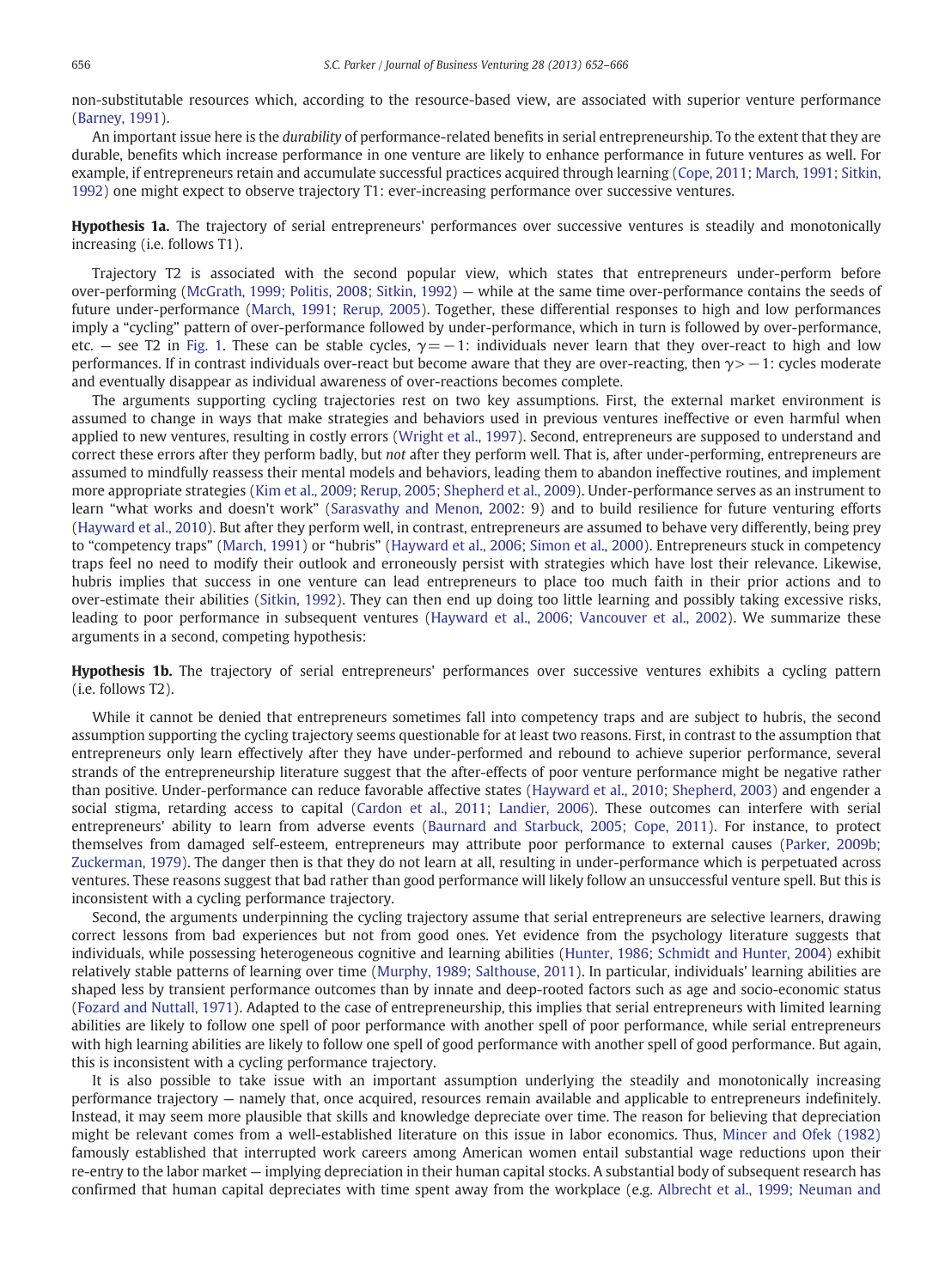non-substitutable resources which, according to the resource-based view, are associated with superior venture performance (Barney, 1991).

An important issue here is the *durability* of performance-related benefits in serial entrepreneurship. To the extent that they are durable, benefits which increase performance in one venture are likely to enhance performance in future ventures as well. For example, if entrepreneurs retain and accumulate successful practices acquired through learning (Cope, 2011; March, 1991; Sitkin, 1992) one might expect to observe trajectory T1: ever-increasing performance over successive ventures.

**Hypothesis 1a.** The trajectory of serial entrepreneurs' performances over successive ventures is steadily and monotonically increasing (i.e. follows T1).

Trajectory T2 is associated with the second popular view, which states that entrepreneurs under-perform before over-performing (McGrath, 1999; Politis, 2008; Sitkin, 1992) — while at the same time over-performance contains the seeds of future under-performance (March, 1991; Rerup, 2005). Together, these differential responses to high and low performances imply a "cycling" pattern of over-performance followed by under-performance, which in turn is followed by over-performance, etc. — see T2 in Fig. 1. These can be stable cycles, $\gamma = -1$: individuals never learn that they over-react to high and low performances. If in contrast individuals over-react but become aware that they are over-reacting, then $\gamma > -1$: cycles moderate and eventually disappear as individual awareness of over-reactions becomes complete.

The arguments supporting cycling trajectories rest on two key assumptions. First, the external market environment is assumed to change in ways that make strategies and behaviors used in previous ventures ineffective or even harmful when applied to new ventures, resulting in costly errors (Wright et al., 1997). Second, entrepreneurs are supposed to understand and correct these errors after they perform badly, but *not* after they perform well. That is, after under-performing, entrepreneurs are assumed to mindfully reassess their mental models and behaviors, leading them to abandon ineffective routines, and implement more appropriate strategies (Kim et al., 2009; Rerup, 2005; Shepherd et al., 2009). Under-performance serves as an instrument to learn "what works and doesn't work" (Sarasvathy and Menon, 2002: 9) and to build resilience for future venturing efforts (Hayward et al., 2010). But after they perform well, in contrast, entrepreneurs are assumed to behave very differently, being prey to "competency traps" (March, 1991) or "hubris" (Hayward et al., 2006; Simon et al., 2000). Entrepreneurs stuck in competency traps feel no need to modify their outlook and erroneously persist with strategies which have lost their relevance. Likewise, hubris implies that success in one venture can lead entrepreneurs to place too much faith in their prior actions and to over-estimate their abilities (Sitkin, 1992). They can then end up doing too little learning and possibly taking excessive risks, leading to poor performance in subsequent ventures (Hayward et al., 2006; Vancouver et al., 2002). We summarize these arguments in a second, competing hypothesis:

**Hypothesis 1b.** The trajectory of serial entrepreneurs' performances over successive ventures exhibits a cycling pattern (i.e. follows T2).

While it cannot be denied that entrepreneurs sometimes fall into competency traps and are subject to hubris, the second assumption supporting the cycling trajectory seems questionable for at least two reasons. First, in contrast to the assumption that entrepreneurs only learn effectively after they have under-performed and rebound to achieve superior performance, several strands of the entrepreneurship literature suggest that the after-effects of poor venture performance might be negative rather than positive. Under-performance can reduce favorable affective states (Hayward et al., 2010; Shepherd, 2003) and engender a social stigma, retarding access to capital (Cardon et al., 2011; Landier, 2006). These outcomes can interfere with serial entrepreneurs' ability to learn from adverse events (Baurnard and Starbuck, 2005; Cope, 2011). For instance, to protect themselves from damaged self-esteem, entrepreneurs may attribute poor performance to external causes (Parker, 2009b; Zuckerman, 1979). The danger then is that they do not learn at all, resulting in under-performance which is perpetuated across ventures. These reasons suggest that bad rather than good performance will likely follow an unsuccessful venture spell. But this is inconsistent with a cycling performance trajectory.

Second, the arguments underpinning the cycling trajectory assume that serial entrepreneurs are selective learners, drawing correct lessons from bad experiences but not from good ones. Yet evidence from the psychology literature suggests that individuals, while possessing heterogeneous cognitive and learning abilities (Hunter, 1986; Schmidt and Hunter, 2004) exhibit relatively stable patterns of learning over time (Murphy, 1989; Salthouse, 2011). In particular, individuals' learning abilities are shaped less by transient performance outcomes than by innate and deep-rooted factors such as age and socio-economic status (Fozard and Nuttall, 1971). Adapted to the case of entrepreneurship, this implies that serial entrepreneurs with limited learning abilities are likely to follow one spell of poor performance with another spell of poor performance, while serial entrepreneurs with high learning abilities are likely to follow one spell of good performance with another spell of good performance. But again, this is inconsistent with a cycling performance trajectory.

It is also possible to take issue with an important assumption underlying the steadily and monotonically increasing performance trajectory — namely that, once acquired, resources remain available and applicable to entrepreneurs indefinitely. Instead, it may seem more plausible that skills and knowledge depreciate over time. The reason for believing that depreciation might be relevant comes from a well-established literature on this issue in labor economics. Thus, Mincer and Ofek (1982) famously established that interrupted work careers among American women entail substantial wage reductions upon their re-entry to the labor market — implying depreciation in their human capital stocks. A substantial body of subsequent research has confirmed that human capital depreciates with time spent away from the workplace (e.g. Albrecht et al., 1999; Neuman and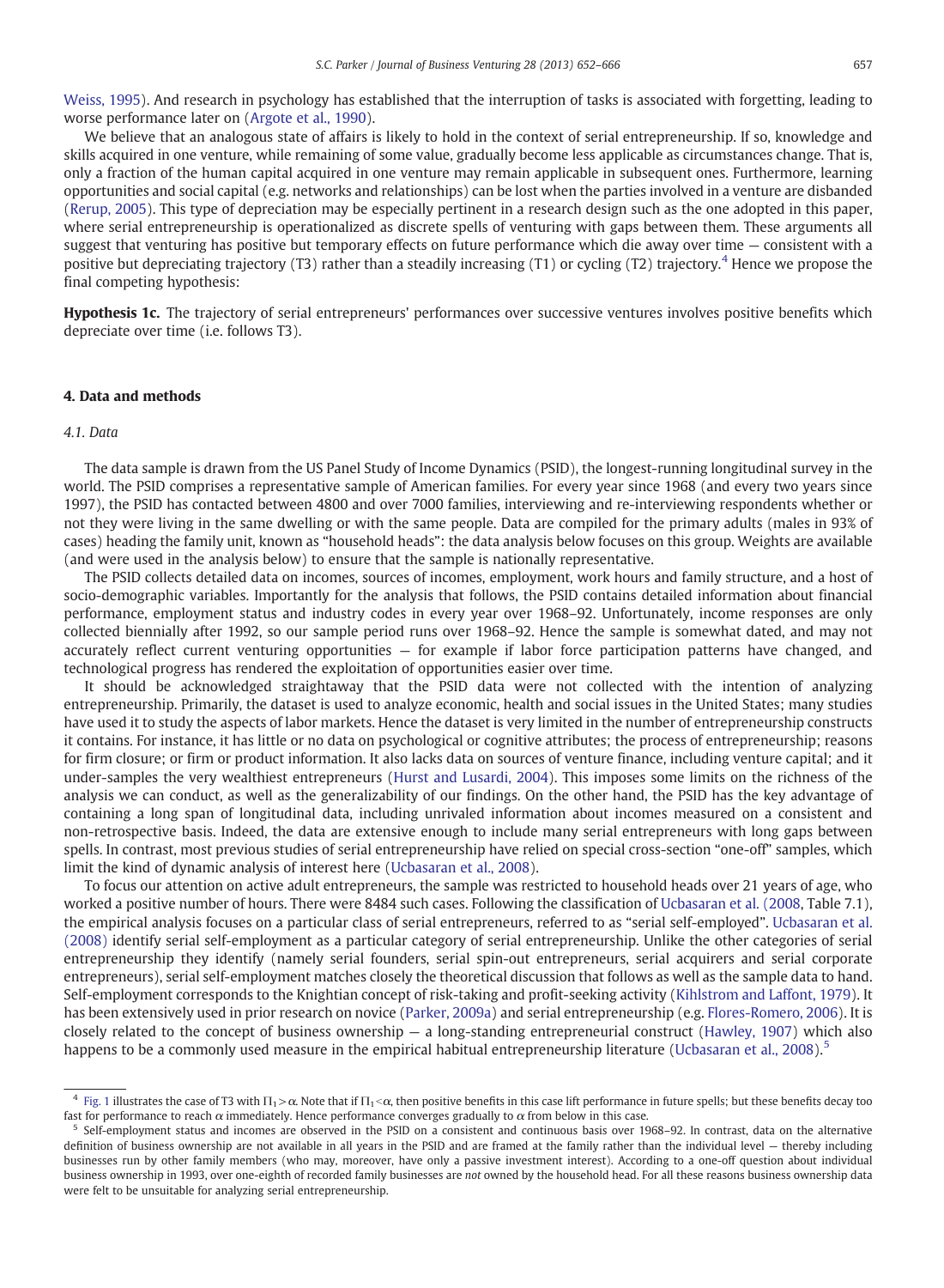Weiss, 1995). And research in psychology has established that the interruption of tasks is associated with forgetting, leading to worse performance later on (Argote et al., 1990).

We believe that an analogous state of affairs is likely to hold in the context of serial entrepreneurship. If so, knowledge and skills acquired in one venture, while remaining of some value, gradually become less applicable as circumstances change. That is, only a fraction of the human capital acquired in one venture may remain applicable in subsequent ones. Furthermore, learning opportunities and social capital (e.g. networks and relationships) can be lost when the parties involved in a venture are disbanded (Rerup, 2005). This type of depreciation may be especially pertinent in a research design such as the one adopted in this paper, where serial entrepreneurship is operationalized as discrete spells of venturing with gaps between them. These arguments all suggest that venturing has positive but temporary effects on future performance which die away over time — consistent with a positive but depreciating trajectory (T3) rather than a steadily increasing (T1) or cycling (T2) trajectory.[4] Hence we propose the final competing hypothesis:

**Hypothesis 1c.** The trajectory of serial entrepreneurs' performances over successive ventures involves positive benefits which depreciate over time (i.e. follows T3).

## 4. Data and methods

### *4.1. Data*

The data sample is drawn from the US Panel Study of Income Dynamics (PSID), the longest-running longitudinal survey in the world. The PSID comprises a representative sample of American families. For every year since 1968 (and every two years since 1997), the PSID has contacted between 4800 and over 7000 families, interviewing and re-interviewing respondents whether or not they were living in the same dwelling or with the same people. Data are compiled for the primary adults (males in 93% of cases) heading the family unit, known as "household heads": the data analysis below focuses on this group. Weights are available (and were used in the analysis below) to ensure that the sample is nationally representative.

The PSID collects detailed data on incomes, sources of incomes, employment, work hours and family structure, and a host of socio-demographic variables. Importantly for the analysis that follows, the PSID contains detailed information about financial performance, employment status and industry codes in every year over 1968–92. Unfortunately, income responses are only collected biennially after 1992, so our sample period runs over 1968–92. Hence the sample is somewhat dated, and may not accurately reflect current venturing opportunities — for example if labor force participation patterns have changed, and technological progress has rendered the exploitation of opportunities easier over time.

It should be acknowledged straightaway that the PSID data were not collected with the intention of analyzing entrepreneurship. Primarily, the dataset is used to analyze economic, health and social issues in the United States; many studies have used it to study the aspects of labor markets. Hence the dataset is very limited in the number of entrepreneurship constructs it contains. For instance, it has little or no data on psychological or cognitive attributes; the process of entrepreneurship; reasons for firm closure; or firm or product information. It also lacks data on sources of venture finance, including venture capital; and it under-samples the very wealthiest entrepreneurs (Hurst and Lusardi, 2004). This imposes some limits on the richness of the analysis we can conduct, as well as the generalizability of our findings. On the other hand, the PSID has the key advantage of containing a long span of longitudinal data, including unrivaled information about incomes measured on a consistent and non-retrospective basis. Indeed, the data are extensive enough to include many serial entrepreneurs with long gaps between spells. In contrast, most previous studies of serial entrepreneurship have relied on special cross-section "one-off" samples, which limit the kind of dynamic analysis of interest here (Ucbasaran et al., 2008).

To focus our attention on active adult entrepreneurs, the sample was restricted to household heads over 21 years of age, who worked a positive number of hours. There were 8484 such cases. Following the classification of Ucbasaran et al. (2008, Table 7.1), the empirical analysis focuses on a particular class of serial entrepreneurs, referred to as "serial self-employed". Ucbasaran et al. (2008) identify serial self-employment as a particular category of serial entrepreneurship. Unlike the other categories of serial entrepreneurship they identify (namely serial founders, serial spin-out entrepreneurs, serial acquirers and serial corporate entrepreneurs), serial self-employment matches closely the theoretical discussion that follows as well as the sample data to hand. Self-employment corresponds to the Knightian concept of risk-taking and profit-seeking activity (Kihlstrom and Laffont, 1979). It has been extensively used in prior research on novice (Parker, 2009a) and serial entrepreneurship (e.g. Flores-Romero, 2006). It is closely related to the concept of business ownership — a long-standing entrepreneurial construct (Hawley, 1907) which also happens to be a commonly used measure in the empirical habitual entrepreneurship literature (Ucbasaran et al., 2008).[5]

---

[4] Fig. 1 illustrates the case of T3 with $\Pi_1 > \alpha$. Note that if $\Pi_1 < \alpha$, then positive benefits in this case lift performance in future spells; but these benefits decay too fast for performance to reach $\alpha$ immediately. Hence performance converges gradually to $\alpha$ from below in this case.

[5] Self-employment status and incomes are observed in the PSID on a consistent and continuous basis over 1968–92. In contrast, data on the alternative definition of business ownership are not available in all years in the PSID and are framed at the family rather than the individual level — thereby including businesses run by other family members (who may, moreover, have only a passive investment interest). According to a one-off question about individual business ownership in 1993, over one-eighth of recorded family businesses are *not* owned by the household head. For all these reasons business ownership data were felt to be unsuitable for analyzing serial entrepreneurship.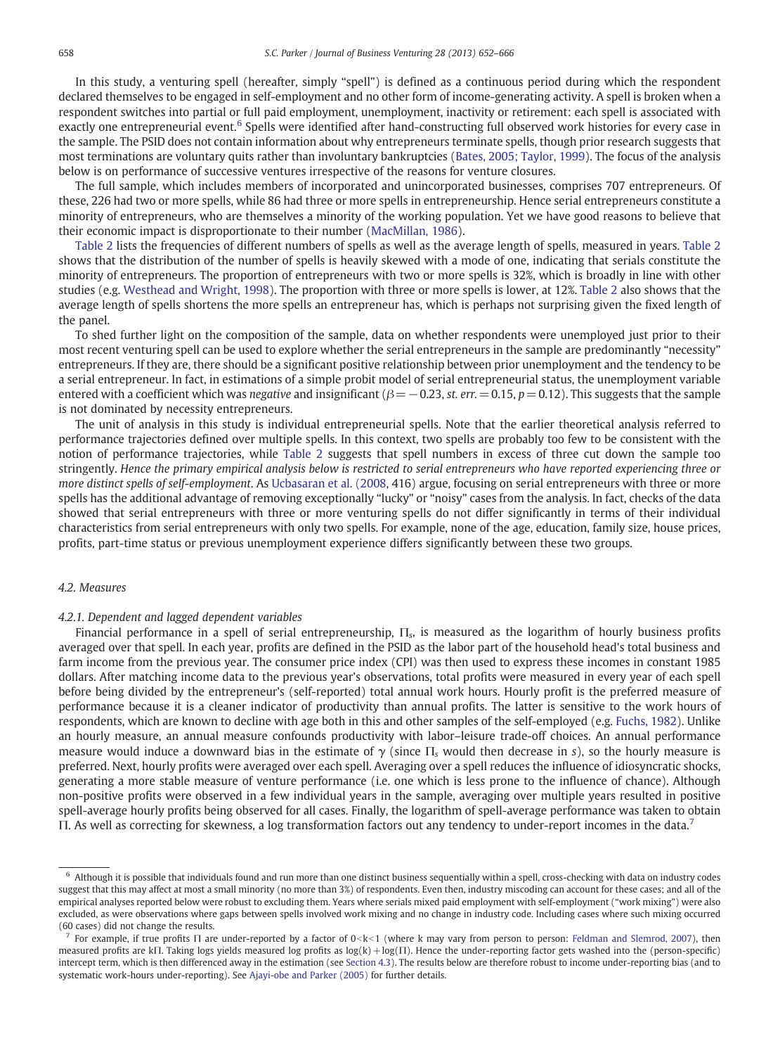In this study, a venturing spell (hereafter, simply "spell") is defined as a continuous period during which the respondent declared themselves to be engaged in self-employment and no other form of income-generating activity. A spell is broken when a respondent switches into partial or full paid employment, unemployment, inactivity or retirement: each spell is associated with exactly one entrepreneurial event.[6] Spells were identified after hand-constructing full observed work histories for every case in the sample. The PSID does not contain information about why entrepreneurs terminate spells, though prior research suggests that most terminations are voluntary quits rather than involuntary bankruptcies (Bates, 2005; Taylor, 1999). The focus of the analysis below is on performance of successive ventures irrespective of the reasons for venture closures.

The full sample, which includes members of incorporated and unincorporated businesses, comprises 707 entrepreneurs. Of these, 226 had two or more spells, while 86 had three or more spells in entrepreneurship. Hence serial entrepreneurs constitute a minority of entrepreneurs, who are themselves a minority of the working population. Yet we have good reasons to believe that their economic impact is disproportionate to their number (MacMillan, 1986).

Table 2 lists the frequencies of different numbers of spells as well as the average length of spells, measured in years. Table 2 shows that the distribution of the number of spells is heavily skewed with a mode of one, indicating that serials constitute the minority of entrepreneurs. The proportion of entrepreneurs with two or more spells is 32%, which is broadly in line with other studies (e.g. Westhead and Wright, 1998). The proportion with three or more spells is lower, at 12%. Table 2 also shows that the average length of spells shortens the more spells an entrepreneur has, which is perhaps not surprising given the fixed length of the panel.

To shed further light on the composition of the sample, data on whether respondents were unemployed just prior to their most recent venturing spell can be used to explore whether the serial entrepreneurs in the sample are predominantly "necessity" entrepreneurs. If they are, there should be a significant positive relationship between prior unemployment and the tendency to be a serial entrepreneur. In fact, in estimations of a simple probit model of serial entrepreneurial status, the unemployment variable entered with a coefficient which was *negative* and insignificant ($\beta = -0.23$, *st. err.* $= 0.15$, $p = 0.12$). This suggests that the sample is not dominated by necessity entrepreneurs.

The unit of analysis in this study is individual entrepreneurial spells. Note that the earlier theoretical analysis referred to performance trajectories defined over multiple spells. In this context, two spells are probably too few to be consistent with the notion of performance trajectories, while Table 2 suggests that spell numbers in excess of three cut down the sample too stringently. *Hence the primary empirical analysis below is restricted to serial entrepreneurs who have reported experiencing three or more distinct spells of self-employment*. As Ucbasaran et al. (2008, 416) argue, focusing on serial entrepreneurs with three or more spells has the additional advantage of removing exceptionally "lucky" or "noisy" cases from the analysis. In fact, checks of the data showed that serial entrepreneurs with three or more venturing spells do not differ significantly in terms of their individual characteristics from serial entrepreneurs with only two spells. For example, none of the age, education, family size, house prices, profits, part-time status or previous unemployment experience differs significantly between these two groups.

### 4.2. Measures

#### 4.2.1. Dependent and lagged dependent variables

Financial performance in a spell of serial entrepreneurship, $\Pi_s$, is measured as the logarithm of hourly business profits averaged over that spell. In each year, profits are defined in the PSID as the labor part of the household head's total business and farm income from the previous year. The consumer price index (CPI) was then used to express these incomes in constant 1985 dollars. After matching income data to the previous year's observations, total profits were measured in every year of each spell before being divided by the entrepreneur's (self-reported) total annual work hours. Hourly profit is the preferred measure of performance because it is a cleaner indicator of productivity than annual profits. The latter is sensitive to the work hours of respondents, which are known to decline with age both in this and other samples of the self-employed (e.g. Fuchs, 1982). Unlike an hourly measure, an annual measure confounds productivity with labor–leisure trade-off choices. An annual performance measure would induce a downward bias in the estimate of $\gamma$ (since $\Pi_s$ would then decrease in $s$), so the hourly measure is preferred. Next, hourly profits were averaged over each spell. Averaging over a spell reduces the influence of idiosyncratic shocks, generating a more stable measure of venture performance (i.e. one which is less prone to the influence of chance). Although non-positive profits were observed in a few individual years in the sample, averaging over multiple years resulted in positive spell-average hourly profits being observed for all cases. Finally, the logarithm of spell-average performance was taken to obtain $\Pi$. As well as correcting for skewness, a log transformation factors out any tendency to under-report incomes in the data.[7]

---

[6] Although it is possible that individuals found and run more than one distinct business sequentially within a spell, cross-checking with data on industry codes suggest that this may affect at most a small minority (no more than 3%) of respondents. Even then, industry miscoding can account for these cases; and all of the empirical analyses reported below were robust to excluding them. Years where serials mixed paid employment with self-employment ("work mixing") were also excluded, as were observations where gaps between spells involved work mixing and no change in industry code. Including cases where such mixing occurred (60 cases) did not change the results.

[7] For example, if true profits $\Pi$ are under-reported by a factor of $0<k<1$ (where k may vary from person to person: Feldman and Slemrod, 2007), then measured profits are $k\Pi$. Taking logs yields measured log profits as $\log(k) + \log(\Pi)$. Hence the under-reporting factor gets washed into the (person-specific) intercept term, which is then differenced away in the estimation (see Section 4.3). The results below are therefore robust to income under-reporting bias (and to systematic work-hours under-reporting). See Ajayi-obe and Parker (2005) for further details.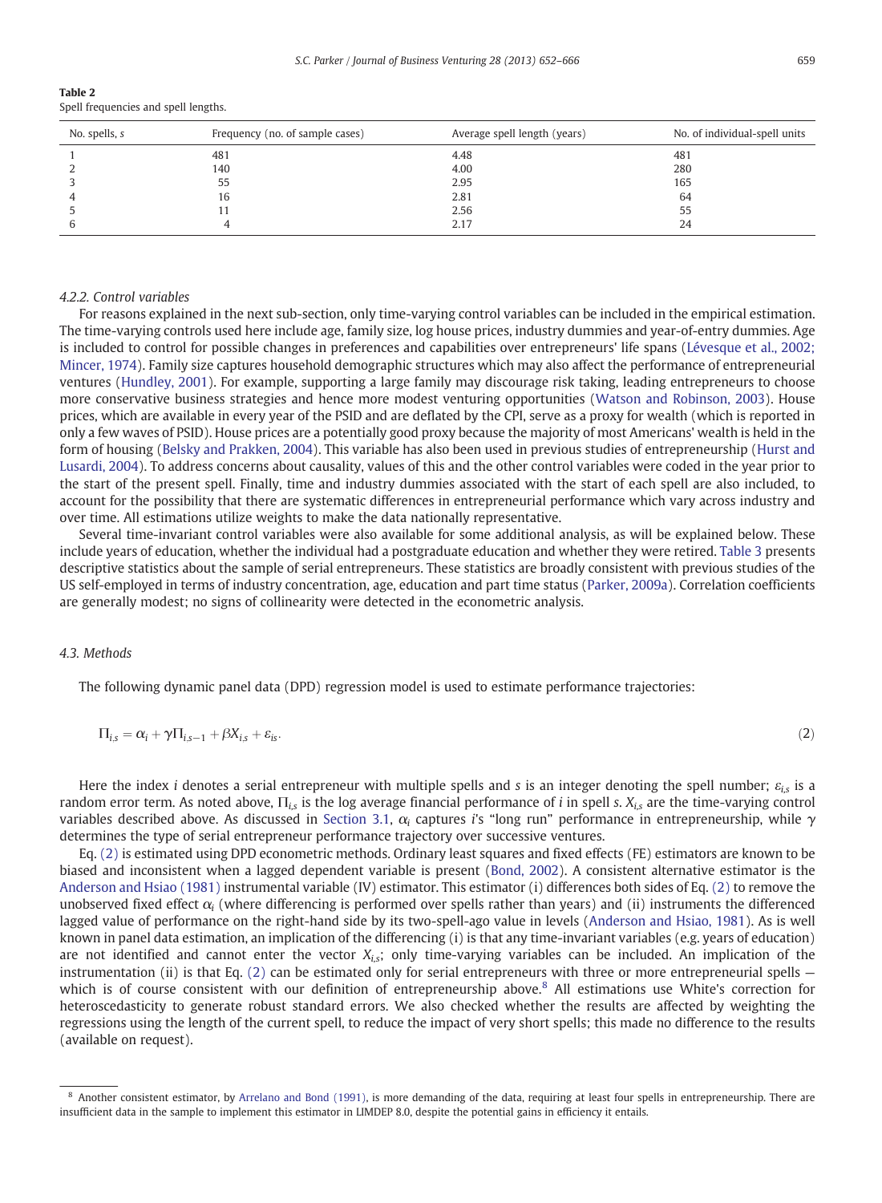**Table 2**
Spell frequencies and spell lengths.

| No. spells, $s$ | Frequency (no. of sample cases) | Average spell length (years) | No. of individual-spell units |
|---|---|---|---|
| 1 | 481 | 4.48 | 481 |
| 2 | 140 | 4.00 | 280 |
| 3 | 55 | 2.95 | 165 |
| 4 | 16 | 2.81 | 64 |
| 5 | 11 | 2.56 | 55 |
| 6 | 4 | 2.17 | 24 |

#### 4.2.2. Control variables

For reasons explained in the next sub-section, only time-varying control variables can be included in the empirical estimation. The time-varying controls used here include age, family size, log house prices, industry dummies and year-of-entry dummies. Age is included to control for possible changes in preferences and capabilities over entrepreneurs' life spans (Lévesque et al., 2002; Mincer, 1974). Family size captures household demographic structures which may also affect the performance of entrepreneurial ventures (Hundley, 2001). For example, supporting a large family may discourage risk taking, leading entrepreneurs to choose more conservative business strategies and hence more modest venturing opportunities (Watson and Robinson, 2003). House prices, which are available in every year of the PSID and are deflated by the CPI, serve as a proxy for wealth (which is reported in only a few waves of PSID). House prices are a potentially good proxy because the majority of most Americans' wealth is held in the form of housing (Belsky and Prakken, 2004). This variable has also been used in previous studies of entrepreneurship (Hurst and Lusardi, 2004). To address concerns about causality, values of this and the other control variables were coded in the year prior to the start of the present spell. Finally, time and industry dummies associated with the start of each spell are also included, to account for the possibility that there are systematic differences in entrepreneurial performance which vary across industry and over time. All estimations utilize weights to make the data nationally representative.

Several time-invariant control variables were also available for some additional analysis, as will be explained below. These include years of education, whether the individual had a postgraduate education and whether they were retired. Table 3 presents descriptive statistics about the sample of serial entrepreneurs. These statistics are broadly consistent with previous studies of the US self-employed in terms of industry concentration, age, education and part time status (Parker, 2009a). Correlation coefficients are generally modest; no signs of collinearity were detected in the econometric analysis.

### 4.3. Methods

The following dynamic panel data (DPD) regression model is used to estimate performance trajectories:

$$\Pi_{i,s} = \alpha_i + \gamma \Pi_{i,s-1} + \beta X_{i,s} + \varepsilon_{is}. \tag{2}$$

Here the index $i$ denotes a serial entrepreneur with multiple spells and $s$ is an integer denoting the spell number; $\varepsilon_{i,s}$ is a random error term. As noted above, $\Pi_{i,s}$ is the log average financial performance of $i$ in spell $s$. $X_{i,s}$ are the time-varying control variables described above. As discussed in Section 3.1, $\alpha_i$ captures $i$'s "long run" performance in entrepreneurship, while $\gamma$ determines the type of serial entrepreneur performance trajectory over successive ventures.

Eq. (2) is estimated using DPD econometric methods. Ordinary least squares and fixed effects (FE) estimators are known to be biased and inconsistent when a lagged dependent variable is present (Bond, 2002). A consistent alternative estimator is the Anderson and Hsiao (1981) instrumental variable (IV) estimator. This estimator (i) differences both sides of Eq. (2) to remove the unobserved fixed effect $\alpha_i$ (where differencing is performed over spells rather than years) and (ii) instruments the differenced lagged value of performance on the right-hand side by its two-spell-ago value in levels (Anderson and Hsiao, 1981). As is well known in panel data estimation, an implication of the differencing (i) is that any time-invariant variables (e.g. years of education) are not identified and cannot enter the vector $X_{i,s}$; only time-varying variables can be included. An implication of the instrumentation (ii) is that Eq. (2) can be estimated only for serial entrepreneurs with three or more entrepreneurial spells — which is of course consistent with our definition of entrepreneurship above.[8] All estimations use White's correction for heteroscedasticity to generate robust standard errors. We also checked whether the results are affected by weighting the regressions using the length of the current spell, to reduce the impact of very short spells; this made no difference to the results (available on request).

[8] Another consistent estimator, by Arrelano and Bond (1991), is more demanding of the data, requiring at least four spells in entrepreneurship. There are insufficient data in the sample to implement this estimator in LIMDEP 8.0, despite the potential gains in efficiency it entails.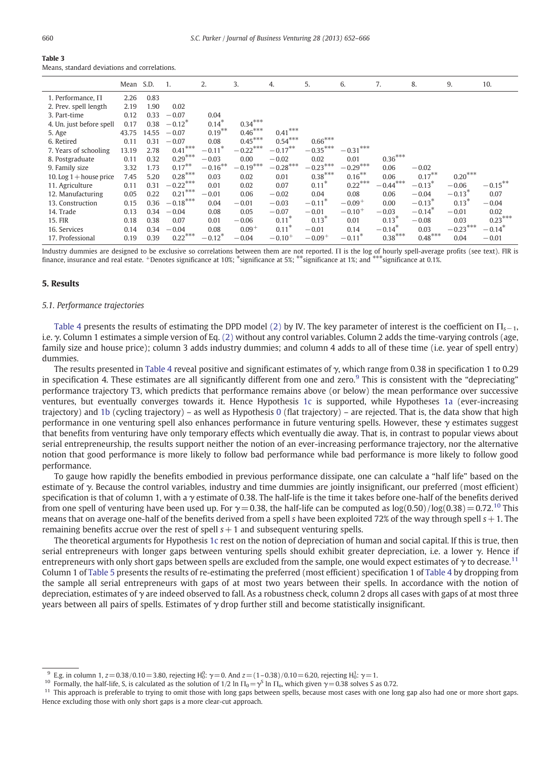**Table 3**
Means, standard deviations and correlations.

| | Mean | S.D. | 1. | 2. | 3. | 4. | 5. | 6. | 7. | 8. | 9. | 10. |
|---|---|---|---|---|---|---|---|---|---|---|---|---|
| 1. Performance, Π | 2.26 | 0.83 | | | | | | | | | | |
| 2. Prev. spell length | 2.19 | 1.90 | 0.02 | | | | | | | | | |
| 3. Part-time | 0.12 | 0.33 | −0.07 | 0.04 | | | | | | | | |
| 4. Un. just before spell | 0.17 | 0.38 | −0.12* | 0.14* | 0.34*** | | | | | | | |
| 5. Age | 43.75 | 14.55 | −0.07 | 0.19** | 0.46*** | 0.41*** | | | | | | |
| 6. Retired | 0.11 | 0.31 | −0.07 | 0.08 | 0.45*** | 0.54*** | 0.66*** | | | | | |
| 7. Years of schooling | 13.19 | 2.78 | 0.41*** | −0.11* | −0.22*** | −0.17** | −0.35*** | −0.31*** | | | | |
| 8. Postgraduate | 0.11 | 0.32 | 0.29*** | −0.03 | 0.00 | −0.02 | 0.02 | 0.01 | 0.36*** | | | |
| 9. Family size | 3.32 | 1.73 | 0.17** | −0.16** | −0.19*** | −0.28*** | −0.23*** | −0.29*** | 0.06 | −0.02 | | |
| 10. Log 1 + house price | 7.45 | 5.20 | 0.28*** | 0.03 | 0.02 | 0.01 | 0.38*** | 0.16** | 0.06 | 0.17** | 0.20*** | |
| 11. Agriculture | 0.11 | 0.31 | −0.22*** | 0.01 | 0.02 | 0.07 | 0.11* | 0.22*** | −0.44*** | −0.13* | −0.06 | −0.15** |
| 12. Manufacturing | 0.05 | 0.22 | 0.21*** | −0.01 | 0.06 | −0.02 | 0.04 | 0.08 | 0.06 | −0.04 | −0.13* | 0.07 |
| 13. Construction | 0.15 | 0.36 | −0.18*** | 0.04 | −0.01 | −0.03 | −0.11* | −0.09+ | 0.00 | −0.13* | 0.13* | −0.04 |
| 14. Trade | 0.13 | 0.34 | −0.04 | 0.08 | 0.05 | −0.07 | −0.01 | −0.10+ | −0.03 | −0.14* | −0.01 | 0.02 |
| 15. FIR | 0.18 | 0.38 | 0.07 | 0.01 | −0.06 | 0.11* | 0.13* | 0.01 | 0.13* | −0.08 | 0.03 | 0.23*** |
| 16. Services | 0.14 | 0.34 | −0.04 | 0.08 | 0.09+ | 0.11* | −0.01 | 0.14 | −0.14* | 0.03 | −0.23*** | −0.14* |
| 17. Professional | 0.19 | 0.39 | 0.22*** | −0.12* | −0.04 | −0.10+ | −0.09+ | −0.11* | 0.38*** | 0.48*** | 0.04 | −0.01 |

Industry dummies are designed to be exclusive so correlations between them are not reported. Π is the log of hourly spell-average profits (see text). FIR is finance, insurance and real estate. +Denotes significance at 10%; *significance at 5%; **significance at 1%; and ***significance at 0.1%.

## 5. Results

### 5.1. Performance trajectories

Table 4 presents the results of estimating the DPD model (2) by IV. The key parameter of interest is the coefficient on $\Pi_{s-1}$, i.e. $\gamma$. Column 1 estimates a simple version of Eq. (2) without any control variables. Column 2 adds the time-varying controls (age, family size and house price); column 3 adds industry dummies; and column 4 adds to all of these time (i.e. year of spell entry) dummies.

The results presented in Table 4 reveal positive and significant estimates of $\gamma$, which range from 0.38 in specification 1 to 0.29 in specification 4. These estimates are all significantly different from one and zero.[9] This is consistent with the "depreciating" performance trajectory T3, which predicts that performance remains above (or below) the mean performance over successive ventures, but eventually converges towards it. Hence Hypothesis 1c is supported, while Hypotheses 1a (ever-increasing trajectory) and 1b (cycling trajectory) – as well as Hypothesis 0 (flat trajectory) – are rejected. That is, the data show that high performance in one venturing spell also enhances performance in future venturing spells. However, these $\gamma$ estimates suggest that benefits from venturing have only temporary effects which eventually die away. That is, in contrast to popular views about serial entrepreneurship, the results support neither the notion of an ever-increasing performance trajectory, nor the alternative notion that good performance is more likely to follow bad performance while bad performance is more likely to follow good performance.

To gauge how rapidly the benefits embodied in previous performance dissipate, one can calculate a "half life" based on the estimate of $\gamma$. Because the control variables, industry and time dummies are jointly insignificant, our preferred (most efficient) specification is that of column 1, with a $\gamma$ estimate of 0.38. The half-life is the time it takes before one-half of the benefits derived from one spell of venturing have been used up. For $\gamma = 0.38$, the half-life can be computed as $\log(0.50)/\log(0.38) = 0.72$.[10] This means that on average one-half of the benefits derived from a spell $s$ have been exploited 72% of the way through spell $s+1$. The remaining benefits accrue over the rest of spell $s+1$ and subsequent venturing spells.

The theoretical arguments for Hypothesis 1c rest on the notion of depreciation of human and social capital. If this is true, then serial entrepreneurs with longer gaps between venturing spells should exhibit greater depreciation, i.e. a lower $\gamma$. Hence if entrepreneurs with only short gaps between spells are excluded from the sample, one would expect estimates of $\gamma$ to decrease.[11] Column 1 of Table 5 presents the results of re-estimating the preferred (most efficient) specification 1 of Table 4 by dropping from the sample all serial entrepreneurs with gaps of at most two years between their spells. In accordance with the notion of depreciation, estimates of $\gamma$ are indeed observed to fall. As a robustness check, column 2 drops all cases with gaps of at most three years between all pairs of spells. Estimates of $\gamma$ drop further still and become statistically insignificant.

---

[9] E.g. in column 1, $z = 0.38/0.10 = 3.80$, rejecting $H_0^0$: $\gamma = 0$. And $z = (1-0.38)/0.10 = 6.20$, rejecting $H_0^1$: $\gamma = 1$.

[10] Formally, the half-life, S, is calculated as the solution of $1/2 \ln \Pi_0 = \gamma^S \ln \Pi_o$, which given $\gamma = 0.38$ solves S as 0.72.

[11] This approach is preferable to trying to omit those with long gaps between spells, because most cases with one long gap also had one or more short gaps. Hence excluding those with only short gaps is a more clear-cut approach.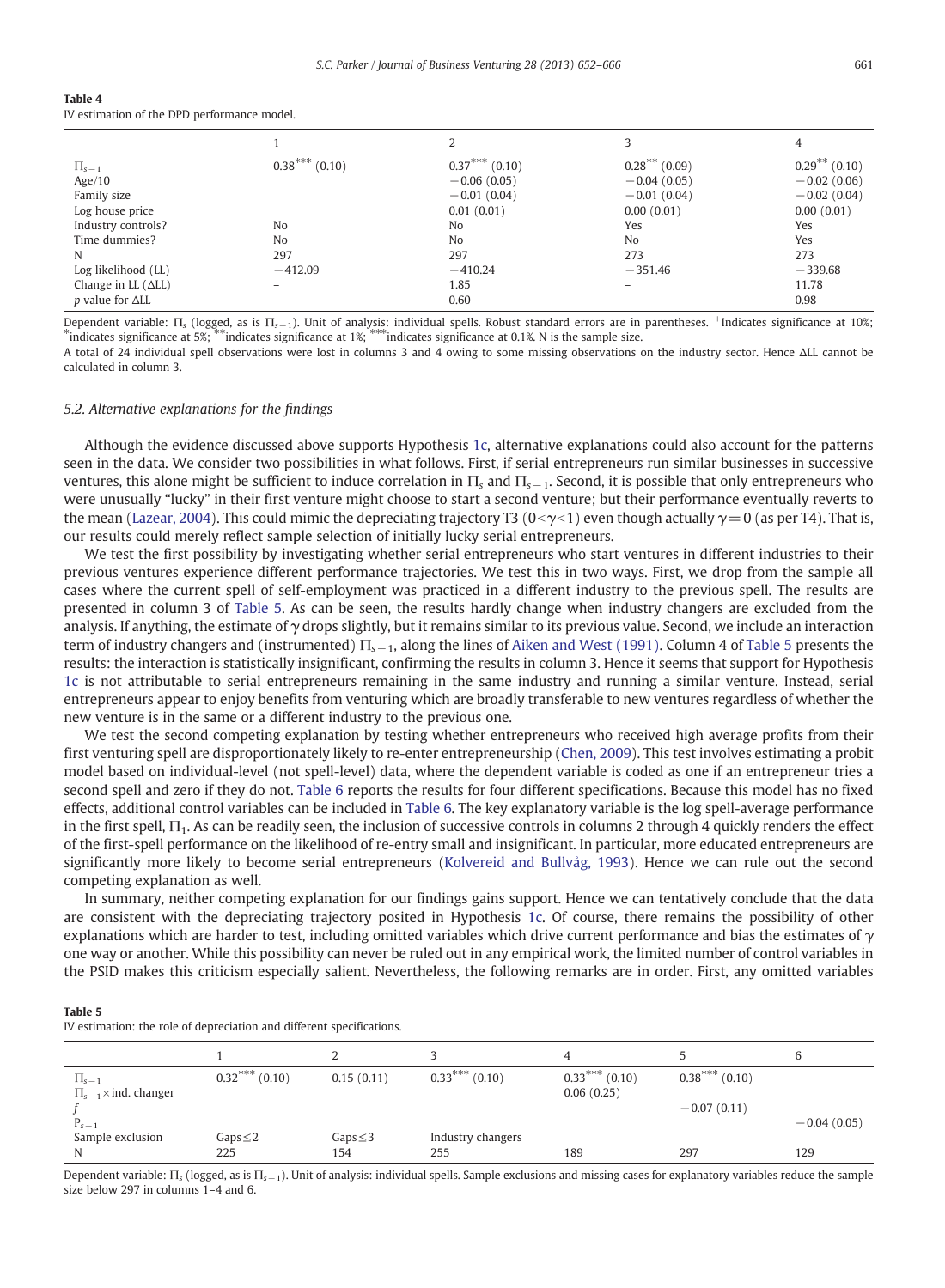**Table 4**
IV estimation of the DPD performance model.

| | 1 | 2 | 3 | 4 |
|---|---|---|---|---|
| $\Pi_{s-1}$ | $0.38^{***}$ (0.10) | $0.37^{***}$ (0.10) | $0.28^{**}$ (0.09) | $0.29^{**}$ (0.10) |
| Age/10 | | −0.06 (0.05) | −0.04 (0.05) | −0.02 (0.06) |
| Family size | | −0.01 (0.04) | −0.01 (0.04) | −0.02 (0.04) |
| Log house price | | 0.01 (0.01) | 0.00 (0.01) | 0.00 (0.01) |
| Industry controls? | No | No | Yes | Yes |
| Time dummies? | No | No | No | Yes |
| N | 297 | 297 | 273 | 273 |
| Log likelihood (LL) | −412.09 | −410.24 | −351.46 | −339.68 |
| Change in LL (ΔLL) | – | 1.85 | – | 11.78 |
| *p* value for ΔLL | – | 0.60 | – | 0.98 |

Dependent variable: $\Pi_s$ (logged, as is $\Pi_{s-1}$). Unit of analysis: individual spells. Robust standard errors are in parentheses. +Indicates significance at 10%; *indicates significance at 5%; **indicates significance at 1%; ***indicates significance at 0.1%. N is the sample size.

A total of 24 individual spell observations were lost in columns 3 and 4 owing to some missing observations on the industry sector. Hence ΔLL cannot be calculated in column 3.

### 5.2. Alternative explanations for the findings

Although the evidence discussed above supports Hypothesis 1c, alternative explanations could also account for the patterns seen in the data. We consider two possibilities in what follows. First, if serial entrepreneurs run similar businesses in successive ventures, this alone might be sufficient to induce correlation in $\Pi_s$ and $\Pi_{s-1}$. Second, it is possible that only entrepreneurs who were unusually "lucky" in their first venture might choose to start a second venture; but their performance eventually reverts to the mean (Lazear, 2004). This could mimic the depreciating trajectory T3 ($0<\gamma<1$) even though actually $\gamma=0$ (as per T4). That is, our results could merely reflect sample selection of initially lucky serial entrepreneurs.

We test the first possibility by investigating whether serial entrepreneurs who start ventures in different industries to their previous ventures experience different performance trajectories. We test this in two ways. First, we drop from the sample all cases where the current spell of self-employment was practiced in a different industry to the previous spell. The results are presented in column 3 of Table 5. As can be seen, the results hardly change when industry changers are excluded from the analysis. If anything, the estimate of $\gamma$ drops slightly, but it remains similar to its previous value. Second, we include an interaction term of industry changers and (instrumented) $\Pi_{s-1}$, along the lines of Aiken and West (1991). Column 4 of Table 5 presents the results: the interaction is statistically insignificant, confirming the results in column 3. Hence it seems that support for Hypothesis 1c is not attributable to serial entrepreneurs remaining in the same industry and running a similar venture. Instead, serial entrepreneurs appear to enjoy benefits from venturing which are broadly transferable to new ventures regardless of whether the new venture is in the same or a different industry to the previous one.

We test the second competing explanation by testing whether entrepreneurs who received high average profits from their first venturing spell are disproportionately likely to re-enter entrepreneurship (Chen, 2009). This test involves estimating a probit model based on individual-level (not spell-level) data, where the dependent variable is coded as one if an entrepreneur tries a second spell and zero if they do not. Table 6 reports the results for four different specifications. Because this model has no fixed effects, additional control variables can be included in Table 6. The key explanatory variable is the log spell-average performance in the first spell, $\Pi_1$. As can be readily seen, the inclusion of successive controls in columns 2 through 4 quickly renders the effect of the first-spell performance on the likelihood of re-entry small and insignificant. In particular, more educated entrepreneurs are significantly more likely to become serial entrepreneurs (Kolvereid and Bullvåg, 1993). Hence we can rule out the second competing explanation as well.

In summary, neither competing explanation for our findings gains support. Hence we can tentatively conclude that the data are consistent with the depreciating trajectory posited in Hypothesis 1c. Of course, there remains the possibility of other explanations which are harder to test, including omitted variables which drive current performance and bias the estimates of $\gamma$ one way or another. While this possibility can never be ruled out in any empirical work, the limited number of control variables in the PSID makes this criticism especially salient. Nevertheless, the following remarks are in order. First, any omitted variables

**Table 5**
IV estimation: the role of depreciation and different specifications.

| | 1 | 2 | 3 | 4 | 5 | 6 |
|---|---|---|---|---|---|---|
| $\Pi_{s-1}$ | $0.32^{***}$ (0.10) | 0.15 (0.11) | $0.33^{***}$ (0.10) | $0.33^{***}$ (0.10) | $0.38^{***}$ (0.10) | |
| $\Pi_{s-1}\times$ind. changer | | | | 0.06 (0.25) | | |
| $f$ | | | | | −0.07 (0.11) | |
| $P_{s-1}$ | | | | | | −0.04 (0.05) |
| Sample exclusion | Gaps ≤ 2 | Gaps ≤ 3 | Industry changers | | | |
| N | 225 | 154 | 255 | 189 | 297 | 129 |

Dependent variable: $\Pi_s$ (logged, as is $\Pi_{s-1}$). Unit of analysis: individual spells. Sample exclusions and missing cases for explanatory variables reduce the sample size below 297 in columns 1–4 and 6.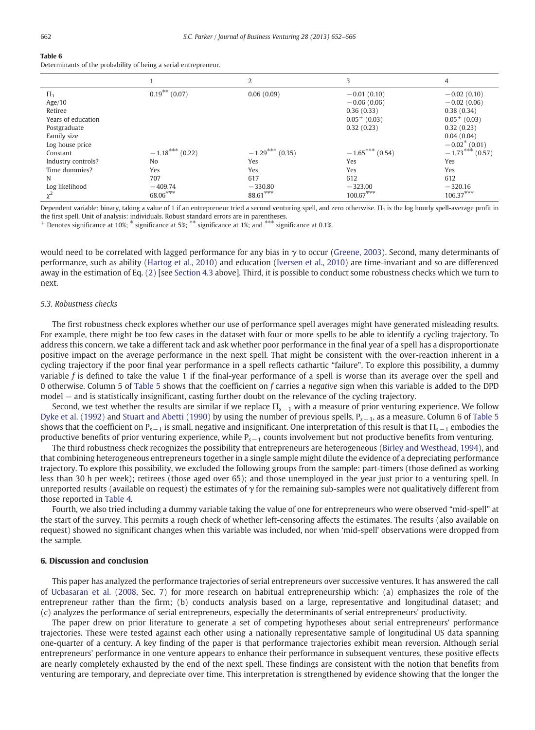**Table 6**
Determinants of the probability of being a serial entrepreneur.

| | 1 | 2 | 3 | 4 |
|---|---|---|---|---|
| $\Pi_1$ | $0.19^{**}$ (0.07) | 0.06 (0.09) | −0.01 (0.10) | −0.02 (0.10) |
| Age/10 | | | −0.06 (0.06) | −0.02 (0.06) |
| Retiree | | | 0.36 (0.33) | 0.38 (0.34) |
| Years of education | | | $0.05^{+}$ (0.03) | $0.05^{+}$ (0.03) |
| Postgraduate | | | 0.32 (0.23) | 0.32 (0.23) |
| Family size | | | | 0.04 (0.04) |
| Log house price | | | | $-0.02^{*}$ (0.01) |
| Constant | $-1.18^{***}$ (0.22) | $-1.29^{***}$ (0.35) | $-1.65^{***}$ (0.54) | $-1.73^{***}$ (0.57) |
| Industry controls? | No | Yes | Yes | Yes |
| Time dummies? | Yes | Yes | Yes | Yes |
| N | 707 | 617 | 612 | 612 |
| Log likelihood | −409.74 | −330.80 | −323.00 | −320.16 |
| $\chi^2$ | $68.06^{***}$ | $88.61^{***}$ | $100.67^{***}$ | $106.37^{***}$ |

Dependent variable: binary, taking a value of 1 if an entrepreneur tried a second venturing spell, and zero otherwise. $\Pi_1$ is the log hourly spell-average profit in the first spell. Unit of analysis: individuals. Robust standard errors are in parentheses.
$^{+}$ Denotes significance at 10%; $^{*}$ significance at 5%; $^{**}$ significance at 1%; and $^{***}$ significance at 0.1%.

would need to be correlated with lagged performance for any bias in $\gamma$ to occur (Greene, 2003). Second, many determinants of performance, such as ability (Hartog et al., 2010) and education (Iversen et al., 2010) are time-invariant and so are differenced away in the estimation of Eq. (2) [see Section 4.3 above]. Third, it is possible to conduct some robustness checks which we turn to next.

### 5.3. Robustness checks

The first robustness check explores whether our use of performance spell averages might have generated misleading results. For example, there might be too few cases in the dataset with four or more spells to be able to identify a cycling trajectory. To address this concern, we take a different tack and ask whether poor performance in the final year of a spell has a disproportionate positive impact on the average performance in the next spell. That might be consistent with the over-reaction inherent in a cycling trajectory if the poor final year performance in a spell reflects cathartic "failure". To explore this possibility, a dummy variable $f$ is defined to take the value 1 if the final-year performance of a spell is worse than its average over the spell and 0 otherwise. Column 5 of Table 5 shows that the coefficient on $f$ carries a *negative* sign when this variable is added to the DPD model — and is statistically insignificant, casting further doubt on the relevance of the cycling trajectory.

Second, we test whether the results are similar if we replace $\Pi_{s-1}$ with a measure of prior venturing experience. We follow Dyke et al. (1992) and Stuart and Abetti (1990) by using the number of previous spells, $P_{s-1}$, as a measure. Column 6 of Table 5 shows that the coefficient on $P_{s-1}$ is small, negative and insignificant. One interpretation of this result is that $\Pi_{s-1}$ embodies the productive benefits of prior venturing experience, while $P_{s-1}$ counts involvement but not productive benefits from venturing.

The third robustness check recognizes the possibility that entrepreneurs are heterogeneous (Birley and Westhead, 1994), and that combining heterogeneous entrepreneurs together in a single sample might dilute the evidence of a depreciating performance trajectory. To explore this possibility, we excluded the following groups from the sample: part-timers (those defined as working less than 30 h per week); retirees (those aged over 65); and those unemployed in the year just prior to a venturing spell. In unreported results (available on request) the estimates of $\gamma$ for the remaining sub-samples were not qualitatively different from those reported in Table 4.

Fourth, we also tried including a dummy variable taking the value of one for entrepreneurs who were observed "mid-spell" at the start of the survey. This permits a rough check of whether left-censoring affects the estimates. The results (also available on request) showed no significant changes when this variable was included, nor when 'mid-spell' observations were dropped from the sample.

## 6. Discussion and conclusion

This paper has analyzed the performance trajectories of serial entrepreneurs over successive ventures. It has answered the call of Ucbasaran et al. (2008, Sec. 7) for more research on habitual entrepreneurship which: (a) emphasizes the role of the entrepreneur rather than the firm; (b) conducts analysis based on a large, representative and longitudinal dataset; and (c) analyzes the performance of serial entrepreneurs, especially the determinants of serial entrepreneurs' productivity.

The paper drew on prior literature to generate a set of competing hypotheses about serial entrepreneurs' performance trajectories. These were tested against each other using a nationally representative sample of longitudinal US data spanning one-quarter of a century. A key finding of the paper is that performance trajectories exhibit mean reversion. Although serial entrepreneurs' performance in one venture appears to enhance their performance in subsequent ventures, these positive effects are nearly completely exhausted by the end of the next spell. These findings are consistent with the notion that benefits from venturing are temporary, and depreciate over time. This interpretation is strengthened by evidence showing that the longer the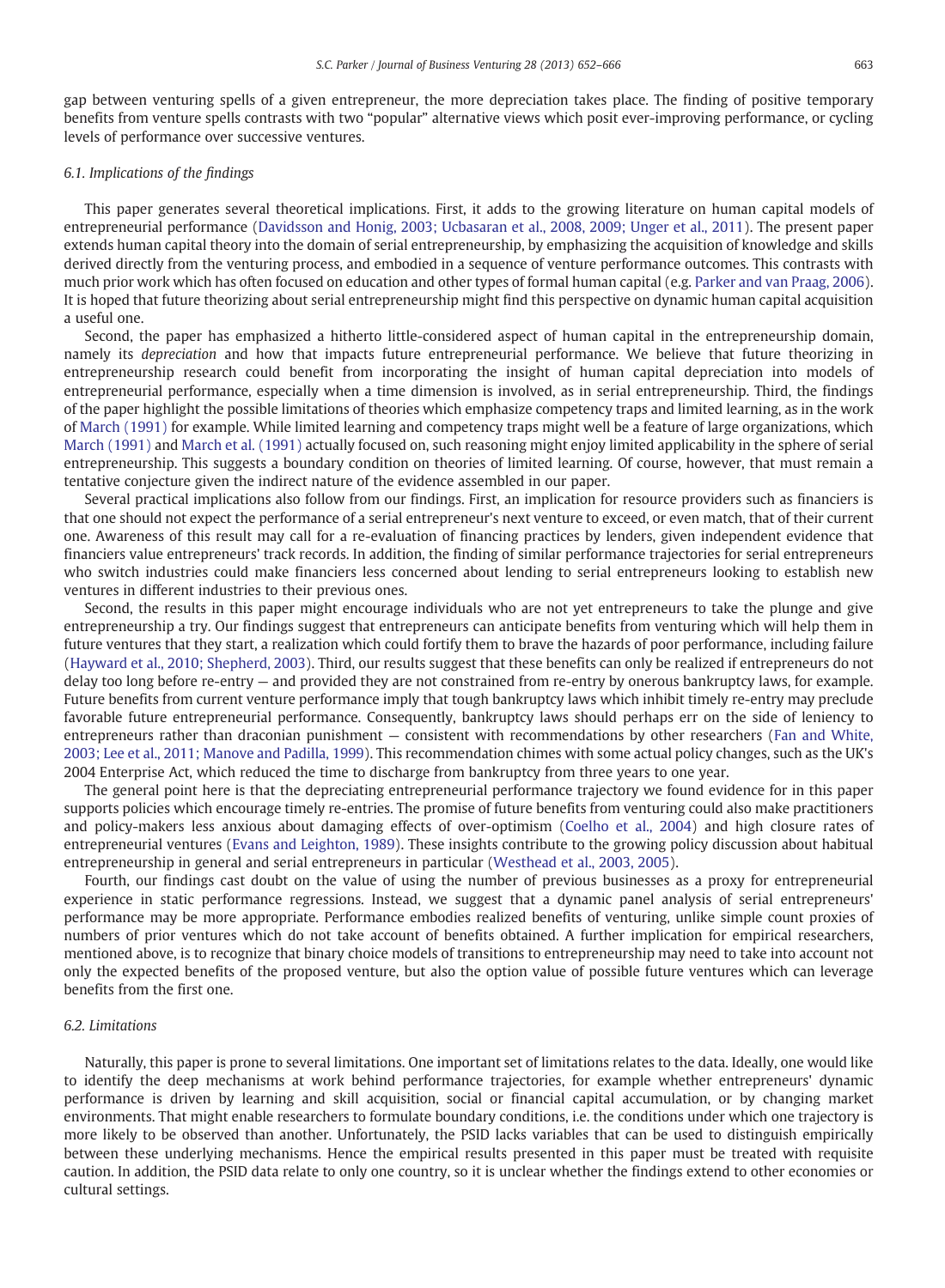gap between venturing spells of a given entrepreneur, the more depreciation takes place. The finding of positive temporary benefits from venture spells contrasts with two "popular" alternative views which posit ever-improving performance, or cycling levels of performance over successive ventures.

### 6.1. Implications of the findings

This paper generates several theoretical implications. First, it adds to the growing literature on human capital models of entrepreneurial performance (Davidsson and Honig, 2003; Ucbasaran et al., 2008, 2009; Unger et al., 2011). The present paper extends human capital theory into the domain of serial entrepreneurship, by emphasizing the acquisition of knowledge and skills derived directly from the venturing process, and embodied in a sequence of venture performance outcomes. This contrasts with much prior work which has often focused on education and other types of formal human capital (e.g. Parker and van Praag, 2006). It is hoped that future theorizing about serial entrepreneurship might find this perspective on dynamic human capital acquisition a useful one.

Second, the paper has emphasized a hitherto little-considered aspect of human capital in the entrepreneurship domain, namely its *depreciation* and how that impacts future entrepreneurial performance. We believe that future theorizing in entrepreneurship research could benefit from incorporating the insight of human capital depreciation into models of entrepreneurial performance, especially when a time dimension is involved, as in serial entrepreneurship. Third, the findings of the paper highlight the possible limitations of theories which emphasize competency traps and limited learning, as in the work of March (1991) for example. While limited learning and competency traps might well be a feature of large organizations, which March (1991) and March et al. (1991) actually focused on, such reasoning might enjoy limited applicability in the sphere of serial entrepreneurship. This suggests a boundary condition on theories of limited learning. Of course, however, that must remain a tentative conjecture given the indirect nature of the evidence assembled in our paper.

Several practical implications also follow from our findings. First, an implication for resource providers such as financiers is that one should not expect the performance of a serial entrepreneur's next venture to exceed, or even match, that of their current one. Awareness of this result may call for a re-evaluation of financing practices by lenders, given independent evidence that financiers value entrepreneurs' track records. In addition, the finding of similar performance trajectories for serial entrepreneurs who switch industries could make financiers less concerned about lending to serial entrepreneurs looking to establish new ventures in different industries to their previous ones.

Second, the results in this paper might encourage individuals who are not yet entrepreneurs to take the plunge and give entrepreneurship a try. Our findings suggest that entrepreneurs can anticipate benefits from venturing which will help them in future ventures that they start, a realization which could fortify them to brave the hazards of poor performance, including failure (Hayward et al., 2010; Shepherd, 2003). Third, our results suggest that these benefits can only be realized if entrepreneurs do not delay too long before re-entry — and provided they are not constrained from re-entry by onerous bankruptcy laws, for example. Future benefits from current venture performance imply that tough bankruptcy laws which inhibit timely re-entry may preclude favorable future entrepreneurial performance. Consequently, bankruptcy laws should perhaps err on the side of leniency to entrepreneurs rather than draconian punishment — consistent with recommendations by other researchers (Fan and White, 2003; Lee et al., 2011; Manove and Padilla, 1999). This recommendation chimes with some actual policy changes, such as the UK's 2004 Enterprise Act, which reduced the time to discharge from bankruptcy from three years to one year.

The general point here is that the depreciating entrepreneurial performance trajectory we found evidence for in this paper supports policies which encourage timely re-entries. The promise of future benefits from venturing could also make practitioners and policy-makers less anxious about damaging effects of over-optimism (Coelho et al., 2004) and high closure rates of entrepreneurial ventures (Evans and Leighton, 1989). These insights contribute to the growing policy discussion about habitual entrepreneurship in general and serial entrepreneurs in particular (Westhead et al., 2003, 2005).

Fourth, our findings cast doubt on the value of using the number of previous businesses as a proxy for entrepreneurial experience in static performance regressions. Instead, we suggest that a dynamic panel analysis of serial entrepreneurs' performance may be more appropriate. Performance embodies realized benefits of venturing, unlike simple count proxies of numbers of prior ventures which do not take account of benefits obtained. A further implication for empirical researchers, mentioned above, is to recognize that binary choice models of transitions to entrepreneurship may need to take into account not only the expected benefits of the proposed venture, but also the option value of possible future ventures which can leverage benefits from the first one.

### 6.2. Limitations

Naturally, this paper is prone to several limitations. One important set of limitations relates to the data. Ideally, one would like to identify the deep mechanisms at work behind performance trajectories, for example whether entrepreneurs' dynamic performance is driven by learning and skill acquisition, social or financial capital accumulation, or by changing market environments. That might enable researchers to formulate boundary conditions, i.e. the conditions under which one trajectory is more likely to be observed than another. Unfortunately, the PSID lacks variables that can be used to distinguish empirically between these underlying mechanisms. Hence the empirical results presented in this paper must be treated with requisite caution. In addition, the PSID data relate to only one country, so it is unclear whether the findings extend to other economies or cultural settings.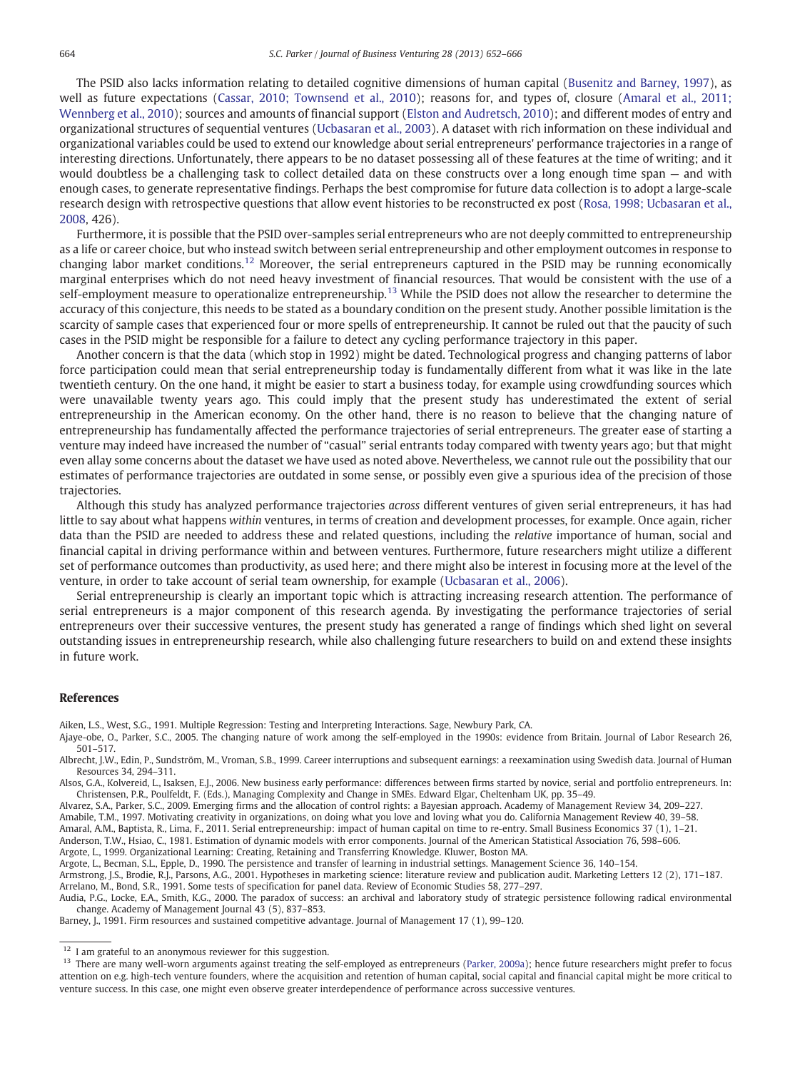The PSID also lacks information relating to detailed cognitive dimensions of human capital (Busenitz and Barney, 1997), as well as future expectations (Cassar, 2010; Townsend et al., 2010); reasons for, and types of, closure (Amaral et al., 2011; Wennberg et al., 2010); sources and amounts of financial support (Elston and Audretsch, 2010); and different modes of entry and organizational structures of sequential ventures (Ucbasaran et al., 2003). A dataset with rich information on these individual and organizational variables could be used to extend our knowledge about serial entrepreneurs' performance trajectories in a range of interesting directions. Unfortunately, there appears to be no dataset possessing all of these features at the time of writing; and it would doubtless be a challenging task to collect detailed data on these constructs over a long enough time span — and with enough cases, to generate representative findings. Perhaps the best compromise for future data collection is to adopt a large-scale research design with retrospective questions that allow event histories to be reconstructed ex post (Rosa, 1998; Ucbasaran et al., 2008, 426).

Furthermore, it is possible that the PSID over-samples serial entrepreneurs who are not deeply committed to entrepreneurship as a life or career choice, but who instead switch between serial entrepreneurship and other employment outcomes in response to changing labor market conditions.[12] Moreover, the serial entrepreneurs captured in the PSID may be running economically marginal enterprises which do not need heavy investment of financial resources. That would be consistent with the use of a self-employment measure to operationalize entrepreneurship.[13] While the PSID does not allow the researcher to determine the accuracy of this conjecture, this needs to be stated as a boundary condition on the present study. Another possible limitation is the scarcity of sample cases that experienced four or more spells of entrepreneurship. It cannot be ruled out that the paucity of such cases in the PSID might be responsible for a failure to detect any cycling performance trajectory in this paper.

Another concern is that the data (which stop in 1992) might be dated. Technological progress and changing patterns of labor force participation could mean that serial entrepreneurship today is fundamentally different from what it was like in the late twentieth century. On the one hand, it might be easier to start a business today, for example using crowdfunding sources which were unavailable twenty years ago. This could imply that the present study has underestimated the extent of serial entrepreneurship in the American economy. On the other hand, there is no reason to believe that the changing nature of entrepreneurship has fundamentally affected the performance trajectories of serial entrepreneurs. The greater ease of starting a venture may indeed have increased the number of "casual" serial entrants today compared with twenty years ago; but that might even allay some concerns about the dataset we have used as noted above. Nevertheless, we cannot rule out the possibility that our estimates of performance trajectories are outdated in some sense, or possibly even give a spurious idea of the precision of those trajectories.

Although this study has analyzed performance trajectories *across* different ventures of given serial entrepreneurs, it has had little to say about what happens *within* ventures, in terms of creation and development processes, for example. Once again, richer data than the PSID are needed to address these and related questions, including the *relative* importance of human, social and financial capital in driving performance within and between ventures. Furthermore, future researchers might utilize a different set of performance outcomes than productivity, as used here; and there might also be interest in focusing more at the level of the venture, in order to take account of serial team ownership, for example (Ucbasaran et al., 2006).

Serial entrepreneurship is clearly an important topic which is attracting increasing research attention. The performance of serial entrepreneurs is a major component of this research agenda. By investigating the performance trajectories of serial entrepreneurs over their successive ventures, the present study has generated a range of findings which shed light on several outstanding issues in entrepreneurship research, while also challenging future researchers to build on and extend these insights in future work.

## References

Aiken, L.S., West, S.G., 1991. Multiple Regression: Testing and Interpreting Interactions. Sage, Newbury Park, CA.

Ajaye-obe, O., Parker, S.C., 2005. The changing nature of work among the self-employed in the 1990s: evidence from Britain. Journal of Labor Research 26, 501–517.

Albrecht, J.W., Edin, P., Sundström, M., Vroman, S.B., 1999. Career interruptions and subsequent earnings: a reexamination using Swedish data. Journal of Human Resources 34, 294–311.

Alsos, G.A., Kolvereid, L., Isaksen, E.J., 2006. New business early performance: differences between firms started by novice, serial and portfolio entrepreneurs. In: Christensen, P.R., Poulfeldt, F. (Eds.), Managing Complexity and Change in SMEs. Edward Elgar, Cheltenham UK, pp. 35–49.

Alvarez, S.A., Parker, S.C., 2009. Emerging firms and the allocation of control rights: a Bayesian approach. Academy of Management Review 34, 209–227.

Amabile, T.M., 1997. Motivating creativity in organizations, on doing what you love and loving what you do. California Management Review 40, 39–58.

Amaral, A.M., Baptista, R., Lima, F., 2011. Serial entrepreneurship: impact of human capital on time to re-entry. Small Business Economics 37 (1), 1–21.

Anderson, T.W., Hsiao, C., 1981. Estimation of dynamic models with error components. Journal of the American Statistical Association 76, 598–606.

Argote, L., 1999. Organizational Learning: Creating, Retaining and Transferring Knowledge. Kluwer, Boston MA.

Argote, L., Becman, S.L., Epple, D., 1990. The persistence and transfer of learning in industrial settings. Management Science 36, 140–154.

Armstrong, J.S., Brodie, R.J., Parsons, A.G., 2001. Hypotheses in marketing science: literature review and publication audit. Marketing Letters 12 (2), 171–187.

Arrelano, M., Bond, S.R., 1991. Some tests of specification for panel data. Review of Economic Studies 58, 277–297.

Audia, P.G., Locke, E.A., Smith, K.G., 2000. The paradox of success: an archival and laboratory study of strategic persistence following radical environmental change. Academy of Management Journal 43 (5), 837–853.

Barney, J., 1991. Firm resources and sustained competitive advantage. Journal of Management 17 (1), 99–120.

[12] I am grateful to an anonymous reviewer for this suggestion.

[13] There are many well-worn arguments against treating the self-employed as entrepreneurs (Parker, 2009a); hence future researchers might prefer to focus attention on e.g. high-tech venture founders, where the acquisition and retention of human capital, social capital and financial capital might be more critical to venture success. In this case, one might even observe greater interdependence of performance across successive ventures.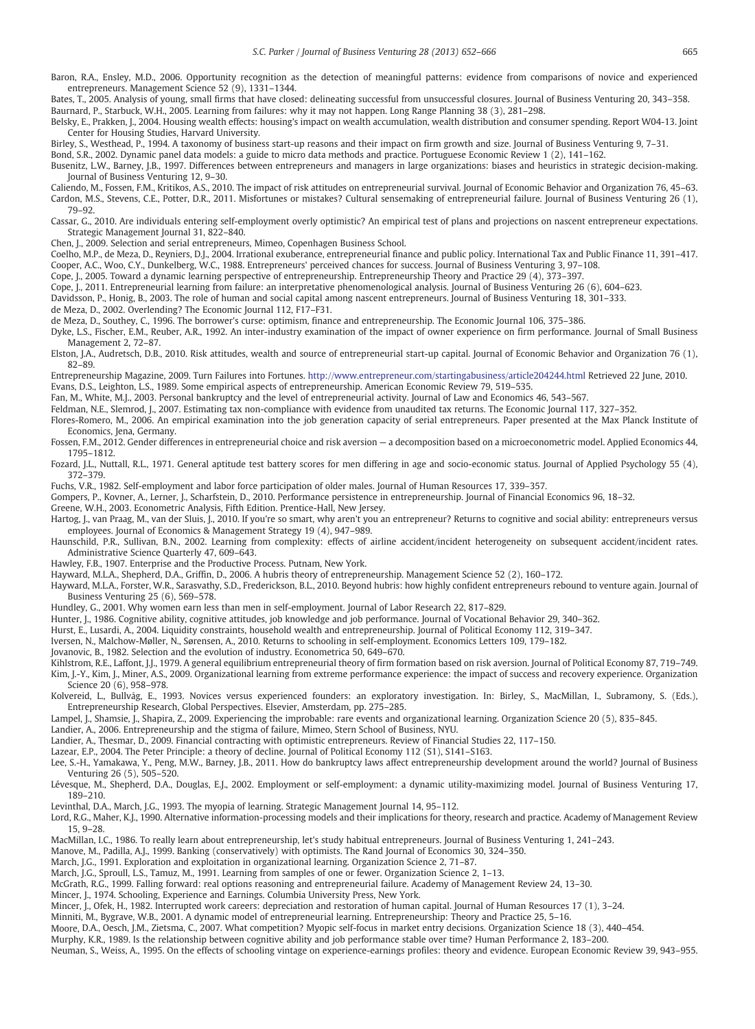Baron, R.A., Ensley, M.D., 2006. Opportunity recognition as the detection of meaningful patterns: evidence from comparisons of novice and experienced entrepreneurs. Management Science 52 (9), 1331–1344.

Bates, T., 2005. Analysis of young, small firms that have closed: delineating successful from unsuccessful closures. Journal of Business Venturing 20, 343–358.

Baurnard, P., Starbuck, W.H., 2005. Learning from failures: why it may not happen. Long Range Planning 38 (3), 281–298.

Belsky, E., Prakken, J., 2004. Housing wealth effects: housing's impact on wealth accumulation, wealth distribution and consumer spending. Report W04-13. Joint Center for Housing Studies, Harvard University.

Birley, S., Westhead, P., 1994. A taxonomy of business start-up reasons and their impact on firm growth and size. Journal of Business Venturing 9, 7–31.

Bond, S.R., 2002. Dynamic panel data models: a guide to micro data methods and practice. Portuguese Economic Review 1 (2), 141–162.

Busenitz, L.W., Barney, J.B., 1997. Differences between entrepreneurs and managers in large organizations: biases and heuristics in strategic decision-making. Journal of Business Venturing 12, 9–30.

Caliendo, M., Fossen, F.M., Kritikos, A.S., 2010. The impact of risk attitudes on entrepreneurial survival. Journal of Economic Behavior and Organization 76, 45–63.

Cardon, M.S., Stevens, C.E., Potter, D.R., 2011. Misfortunes or mistakes? Cultural sensemaking of entrepreneurial failure. Journal of Business Venturing 26 (1), 79–92.

Cassar, G., 2010. Are individuals entering self-employment overly optimistic? An empirical test of plans and projections on nascent entrepreneur expectations. Strategic Management Journal 31, 822–840.

Chen, J., 2009. Selection and serial entrepreneurs, Mimeo, Copenhagen Business School.

Coelho, M.P., de Meza, D., Reyniers, D.J., 2004. Irrational exuberance, entrepreneurial finance and public policy. International Tax and Public Finance 11, 391–417.

Cooper, A.C., Woo, C.Y., Dunkelberg, W.C., 1988. Entrepreneurs' perceived chances for success. Journal of Business Venturing 3, 97–108.

Cope, J., 2005. Toward a dynamic learning perspective of entrepreneurship. Entrepreneurship Theory and Practice 29 (4), 373–397.

Cope, J., 2011. Entrepreneurial learning from failure: an interpretative phenomenological analysis. Journal of Business Venturing 26 (6), 604–623.

Davidsson, P., Honig, B., 2003. The role of human and social capital among nascent entrepreneurs. Journal of Business Venturing 18, 301–333.

de Meza, D., 2002. Overlending? The Economic Journal 112, F17–F31.

de Meza, D., Southey, C., 1996. The borrower's curse: optimism, finance and entrepreneurship. The Economic Journal 106, 375–386.

Dyke, L.S., Fischer, E.M., Reuber, A.R., 1992. An inter-industry examination of the impact of owner experience on firm performance. Journal of Small Business Management 2, 72–87.

Elston, J.A., Audretsch, D.B., 2010. Risk attitudes, wealth and source of entrepreneurial start-up capital. Journal of Economic Behavior and Organization 76 (1), 82–89.

Entrepreneurship Magazine, 2009. Turn Failures into Fortunes. http://www.entrepreneur.com/startingabusiness/article204244.html Retrieved 22 June, 2010.

Evans, D.S., Leighton, L.S., 1989. Some empirical aspects of entrepreneurship. American Economic Review 79, 519–535.

Fan, M., White, M.J., 2003. Personal bankruptcy and the level of entrepreneurial activity. Journal of Law and Economics 46, 543–567.

Feldman, N.E., Slemrod, J., 2007. Estimating tax non-compliance with evidence from unaudited tax returns. The Economic Journal 117, 327–352.

Flores-Romero, M., 2006. An empirical examination into the job generation capacity of serial entrepreneurs. Paper presented at the Max Planck Institute of Economics, Jena, Germany.

Fossen, F.M., 2012. Gender differences in entrepreneurial choice and risk aversion — a decomposition based on a microeconometric model. Applied Economics 44, 1795–1812.

Fozard, J.L., Nuttall, R.L., 1971. General aptitude test battery scores for men differing in age and socio-economic status. Journal of Applied Psychology 55 (4), 372–379.

Fuchs, V.R., 1982. Self-employment and labor force participation of older males. Journal of Human Resources 17, 339–357.

Gompers, P., Kovner, A., Lerner, J., Scharfstein, D., 2010. Performance persistence in entrepreneurship. Journal of Financial Economics 96, 18–32.

Greene, W.H., 2003. Econometric Analysis, Fifth Edition. Prentice-Hall, New Jersey.

Hartog, J., van Praag, M., van der Sluis, J., 2010. If you're so smart, why aren't you an entrepreneur? Returns to cognitive and social ability: entrepreneurs versus employees. Journal of Economics & Management Strategy 19 (4), 947–989.

Haunschild, P.R., Sullivan, B.N., 2002. Learning from complexity: effects of airline accident/incident heterogeneity on subsequent accident/incident rates. Administrative Science Quarterly 47, 609–643.

Hawley, F.B., 1907. Enterprise and the Productive Process. Putnam, New York.

Hayward, M.L.A., Shepherd, D.A., Griffin, D., 2006. A hubris theory of entrepreneurship. Management Science 52 (2), 160–172.

Hayward, M.L.A., Forster, W.R., Sarasvathy, S.D., Frederickson, B.L., 2010. Beyond hubris: how highly confident entrepreneurs rebound to venture again. Journal of Business Venturing 25 (6), 569–578.

Hundley, G., 2001. Why women earn less than men in self-employment. Journal of Labor Research 22, 817–829.

Hunter, J., 1986. Cognitive ability, cognitive attitudes, job knowledge and job performance. Journal of Vocational Behavior 29, 340–362.

Hurst, E., Lusardi, A., 2004. Liquidity constraints, household wealth and entrepreneurship. Journal of Political Economy 112, 319–347.

Iversen, J., Malchow-Møller, N., Sørensen, A., 2010. Returns to schooling in self-employment. Economics Letters 109, 179–182.

Jovanovic, B., 1982. Selection and the evolution of industry. Econometrica 50, 649–670.

Kihlstrom, R.E., Laffont, J.J., 1979. A general equilibrium entrepreneurial theory of firm formation based on risk aversion. Journal of Political Economy 87, 719–749.

Kim, J.-Y., Kim, J., Miner, A.S., 2009. Organizational learning from extreme performance experience: the impact of success and recovery experience. Organization Science 20 (6), 958–978.

Kolvereid, L., Bullvåg, E., 1993. Novices versus experienced founders: an exploratory investigation. In: Birley, S., MacMillan, I., Subramony, S. (Eds.), Entrepreneurship Research, Global Perspectives. Elsevier, Amsterdam, pp. 275–285.

Lampel, J., Shamsie, J., Shapira, Z., 2009. Experiencing the improbable: rare events and organizational learning. Organization Science 20 (5), 835–845.

Landier, A., 2006. Entrepreneurship and the stigma of failure, Mimeo, Stern School of Business, NYU.

Landier, A., Thesmar, D., 2009. Financial contracting with optimistic entrepreneurs. Review of Financial Studies 22, 117–150.

Lazear, E.P., 2004. The Peter Principle: a theory of decline. Journal of Political Economy 112 (S1), S141–S163.

Lee, S.-H., Yamakawa, Y., Peng, M.W., Barney, J.B., 2011. How do bankruptcy laws affect entrepreneurship development around the world? Journal of Business Venturing 26 (5), 505–520.

Lévesque, M., Shepherd, D.A., Douglas, E.J., 2002. Employment or self-employment: a dynamic utility-maximizing model. Journal of Business Venturing 17, 189–210.

Levinthal, D.A., March, J.G., 1993. The myopia of learning. Strategic Management Journal 14, 95–112.

Lord, R.G., Maher, K.J., 1990. Alternative information-processing models and their implications for theory, research and practice. Academy of Management Review 15, 9–28.

MacMillan, I.C., 1986. To really learn about entrepreneurship, let's study habitual entrepreneurs. Journal of Business Venturing 1, 241–243.

Manove, M., Padilla, A.J., 1999. Banking (conservatively) with optimists. The Rand Journal of Economics 30, 324–350.

March, J.G., 1991. Exploration and exploitation in organizational learning. Organization Science 2, 71–87.

March, J.G., Sproull, L.S., Tamuz, M., 1991. Learning from samples of one or fewer. Organization Science 2, 1–13.

McGrath, R.G., 1999. Falling forward: real options reasoning and entrepreneurial failure. Academy of Management Review 24, 13–30.

Mincer, J., 1974. Schooling, Experience and Earnings. Columbia University Press, New York.

Mincer, J., Ofek, H., 1982. Interrupted work careers: depreciation and restoration of human capital. Journal of Human Resources 17 (1), 3–24.

Minniti, M., Bygrave, W.B., 2001. A dynamic model of entrepreneurial learning. Entrepreneurship: Theory and Practice 25, 5–16.

Moore, D.A., Oesch, J.M., Zietsma, C., 2007. What competition? Myopic self-focus in market entry decisions. Organization Science 18 (3), 440–454.

Murphy, K.R., 1989. Is the relationship between cognitive ability and job performance stable over time? Human Performance 2, 183–200.

Neuman, S., Weiss, A., 1995. On the effects of schooling vintage on experience-earnings profiles: theory and evidence. European Economic Review 39, 943–955.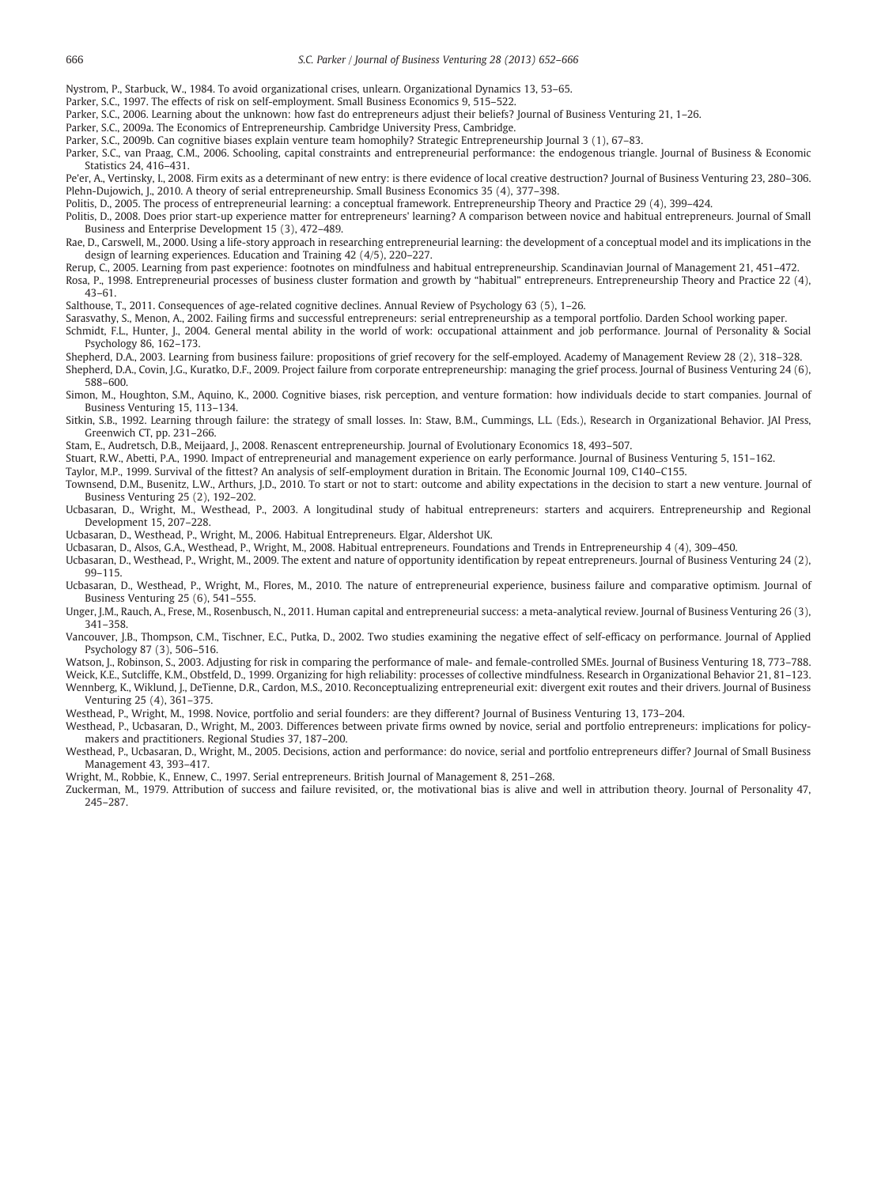Nystrom, P., Starbuck, W., 1984. To avoid organizational crises, unlearn. Organizational Dynamics 13, 53–65.

Parker, S.C., 1997. The effects of risk on self-employment. Small Business Economics 9, 515–522.

Parker, S.C., 2006. Learning about the unknown: how fast do entrepreneurs adjust their beliefs? Journal of Business Venturing 21, 1–26.

Parker, S.C., 2009a. The Economics of Entrepreneurship. Cambridge University Press, Cambridge.

Parker, S.C., 2009b. Can cognitive biases explain venture team homophily? Strategic Entrepreneurship Journal 3 (1), 67–83.

Parker, S.C., van Praag, C.M., 2006. Schooling, capital constraints and entrepreneurial performance: the endogenous triangle. Journal of Business & Economic Statistics 24, 416–431.

Pe'er, A., Vertinsky, I., 2008. Firm exits as a determinant of new entry: is there evidence of local creative destruction? Journal of Business Venturing 23, 280–306.

Plehn-Dujowich, J., 2010. A theory of serial entrepreneurship. Small Business Economics 35 (4), 377–398.

Politis, D., 2005. The process of entrepreneurial learning: a conceptual framework. Entrepreneurship Theory and Practice 29 (4), 399–424.

Politis, D., 2008. Does prior start-up experience matter for entrepreneurs' learning? A comparison between novice and habitual entrepreneurs. Journal of Small Business and Enterprise Development 15 (3), 472–489.

Rae, D., Carswell, M., 2000. Using a life-story approach in researching entrepreneurial learning: the development of a conceptual model and its implications in the design of learning experiences. Education and Training 42 (4/5), 220–227.

Rerup, C., 2005. Learning from past experience: footnotes on mindfulness and habitual entrepreneurship. Scandinavian Journal of Management 21, 451–472.

Rosa, P., 1998. Entrepreneurial processes of business cluster formation and growth by "habitual" entrepreneurs. Entrepreneurship Theory and Practice 22 (4), 43–61.

Salthouse, T., 2011. Consequences of age-related cognitive declines. Annual Review of Psychology 63 (5), 1–26.

Sarasvathy, S., Menon, A., 2002. Failing firms and successful entrepreneurs: serial entrepreneurship as a temporal portfolio. Darden School working paper.

Schmidt, F.L., Hunter, J., 2004. General mental ability in the world of work: occupational attainment and job performance. Journal of Personality & Social Psychology 86, 162–173.

Shepherd, D.A., 2003. Learning from business failure: propositions of grief recovery for the self-employed. Academy of Management Review 28 (2), 318–328.

Shepherd, D.A., Covin, J.G., Kuratko, D.F., 2009. Project failure from corporate entrepreneurship: managing the grief process. Journal of Business Venturing 24 (6), 588–600.

Simon, M., Houghton, S.M., Aquino, K., 2000. Cognitive biases, risk perception, and venture formation: how individuals decide to start companies. Journal of Business Venturing 15, 113–134.

Sitkin, S.B., 1992. Learning through failure: the strategy of small losses. In: Staw, B.M., Cummings, L.L. (Eds.), Research in Organizational Behavior. JAI Press, Greenwich CT, pp. 231–266.

Stam, E., Audretsch, D.B., Meijaard, J., 2008. Renascent entrepreneurship. Journal of Evolutionary Economics 18, 493–507.

Stuart, R.W., Abetti, P.A., 1990. Impact of entrepreneurial and management experience on early performance. Journal of Business Venturing 5, 151–162.

Taylor, M.P., 1999. Survival of the fittest? An analysis of self-employment duration in Britain. The Economic Journal 109, C140–C155.

Townsend, D.M., Busenitz, L.W., Arthurs, J.D., 2010. To start or not to start: outcome and ability expectations in the decision to start a new venture. Journal of Business Venturing 25 (2), 192–202.

Ucbasaran, D., Wright, M., Westhead, P., 2003. A longitudinal study of habitual entrepreneurs: starters and acquirers. Entrepreneurship and Regional Development 15, 207–228.

Ucbasaran, D., Westhead, P., Wright, M., 2006. Habitual Entrepreneurs. Elgar, Aldershot UK.

Ucbasaran, D., Alsos, G.A., Westhead, P., Wright, M., 2008. Habitual entrepreneurs. Foundations and Trends in Entrepreneurship 4 (4), 309–450.

Ucbasaran, D., Westhead, P., Wright, M., 2009. The extent and nature of opportunity identification by repeat entrepreneurs. Journal of Business Venturing 24 (2), 99–115.

Ucbasaran, D., Westhead, P., Wright, M., Flores, M., 2010. The nature of entrepreneurial experience, business failure and comparative optimism. Journal of Business Venturing 25 (6), 541–555.

Unger, J.M., Rauch, A., Frese, M., Rosenbusch, N., 2011. Human capital and entrepreneurial success: a meta-analytical review. Journal of Business Venturing 26 (3), 341–358.

Vancouver, J.B., Thompson, C.M., Tischner, E.C., Putka, D., 2002. Two studies examining the negative effect of self-efficacy on performance. Journal of Applied Psychology 87 (3), 506–516.

Watson, J., Robinson, S., 2003. Adjusting for risk in comparing the performance of male- and female-controlled SMEs. Journal of Business Venturing 18, 773–788.

Weick, K.E., Sutcliffe, K.M., Obstfeld, D., 1999. Organizing for high reliability: processes of collective mindfulness. Research in Organizational Behavior 21, 81–123.

Wennberg, K., Wiklund, J., DeTienne, D.R., Cardon, M.S., 2010. Reconceptualizing entrepreneurial exit: divergent exit routes and their drivers. Journal of Business Venturing 25 (4), 361–375.

Westhead, P., Wright, M., 1998. Novice, portfolio and serial founders: are they different? Journal of Business Venturing 13, 173–204.

Westhead, P., Ucbasaran, D., Wright, M., 2003. Differences between private firms owned by novice, serial and portfolio entrepreneurs: implications for policy-makers and practitioners. Regional Studies 37, 187–200.

Westhead, P., Ucbasaran, D., Wright, M., 2005. Decisions, action and performance: do novice, serial and portfolio entrepreneurs differ? Journal of Small Business Management 43, 393–417.

Wright, M., Robbie, K., Ennew, C., 1997. Serial entrepreneurs. British Journal of Management 8, 251–268.

Zuckerman, M., 1979. Attribution of success and failure revisited, or, the motivational bias is alive and well in attribution theory. Journal of Personality 47, 245–287.